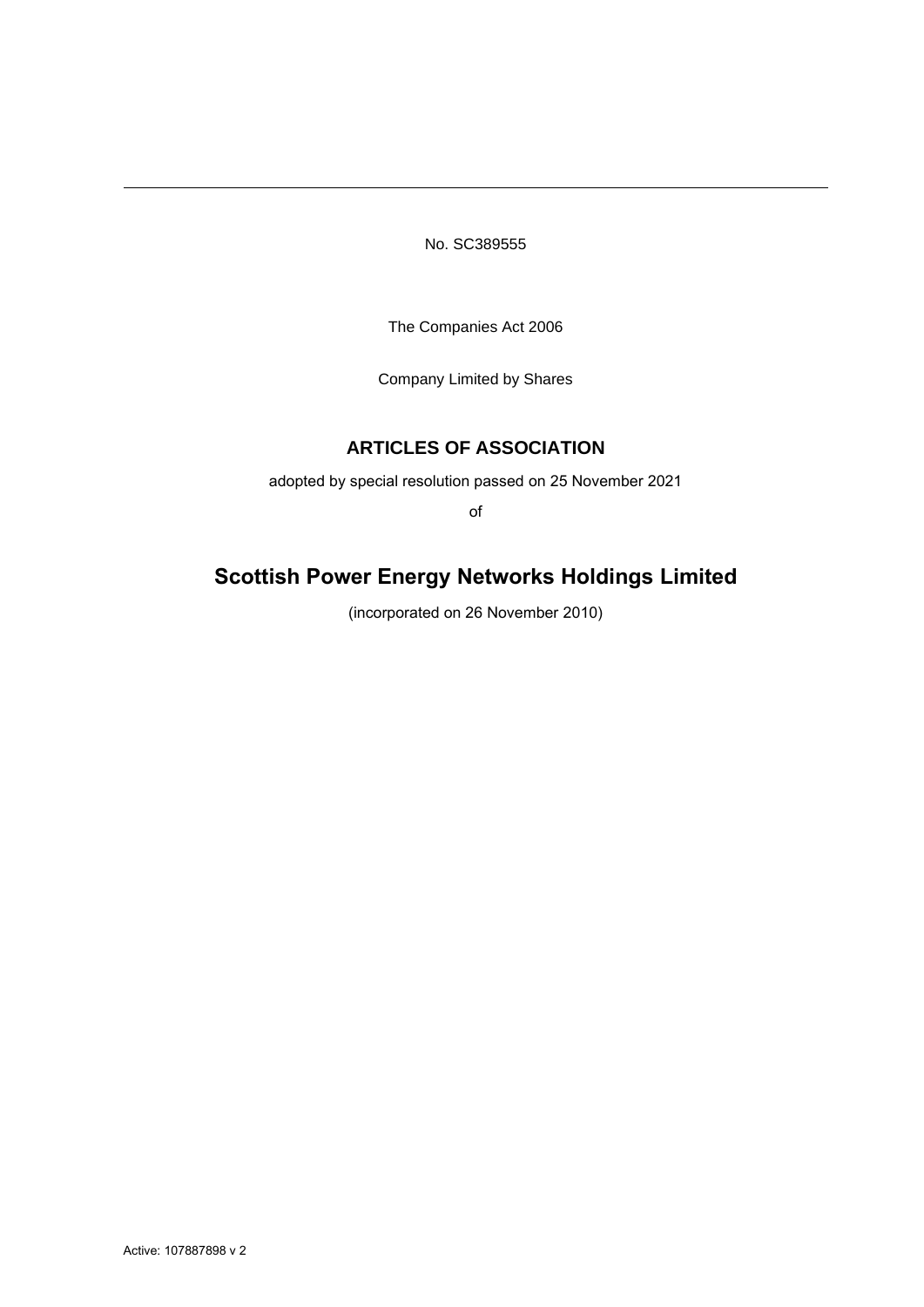No. SC389555

The Companies Act 2006

Company Limited by Shares

# ARTICLES OF ASSOCIATION

adopted by special resolution passed on 25 November 2021

of

# Scottish Power Energy Networks Holdings Limited

(incorporated on 26 November 2010)

Active: 107887898 v 2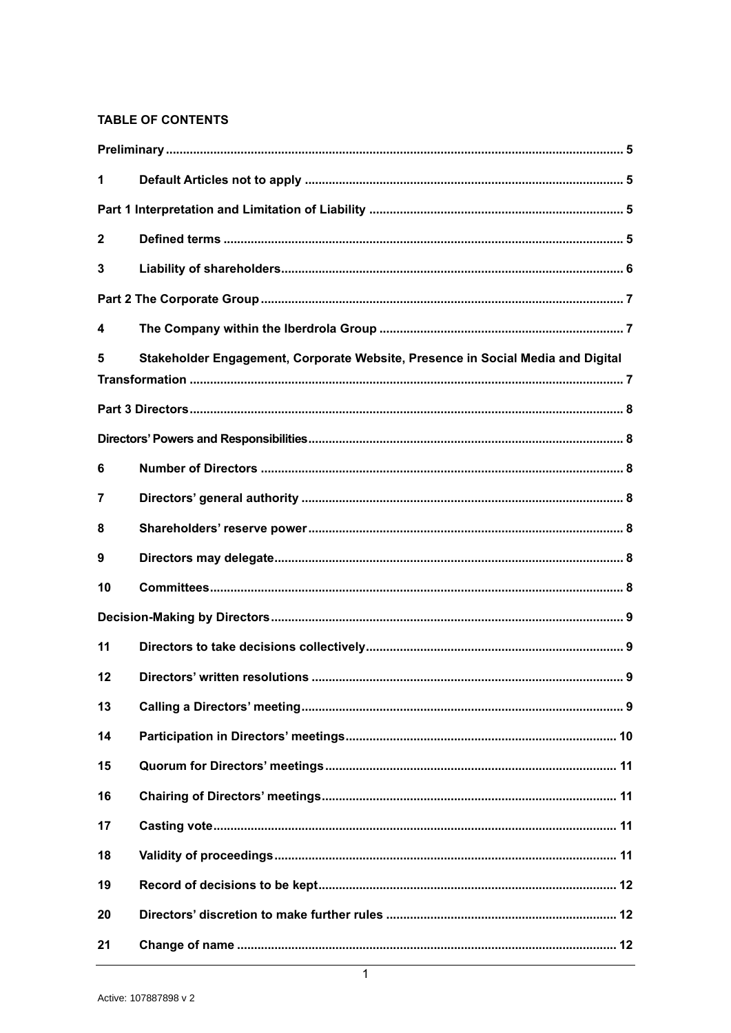**TABLE OF CONTENTS**

| | | |
|---|---|---|
| **Preliminary** | | **5** |
| **1** | **Default Articles not to apply** | **5** |
| **Part 1 Interpretation and Limitation of Liability** | | **5** |
| **2** | **Defined terms** | **5** |
| **3** | **Liability of shareholders** | **6** |
| **Part 2 The Corporate Group** | | **7** |
| **4** | **The Company within the Iberdrola Group** | **7** |
| **5** | **Stakeholder Engagement, Corporate Website, Presence in Social Media and Digital Transformation** | **7** |
| **Part 3 Directors** | | **8** |
| **Directors' Powers and Responsibilities** | | **8** |
| **6** | **Number of Directors** | **8** |
| **7** | **Directors' general authority** | **8** |
| **8** | **Shareholders' reserve power** | **8** |
| **9** | **Directors may delegate** | **8** |
| **10** | **Committees** | **8** |
| **Decision-Making by Directors** | | **9** |
| **11** | **Directors to take decisions collectively** | **9** |
| **12** | **Directors' written resolutions** | **9** |
| **13** | **Calling a Directors' meeting** | **9** |
| **14** | **Participation in Directors' meetings** | **10** |
| **15** | **Quorum for Directors' meetings** | **11** |
| **16** | **Chairing of Directors' meetings** | **11** |
| **17** | **Casting vote** | **11** |
| **18** | **Validity of proceedings** | **11** |
| **19** | **Record of decisions to be kept** | **12** |
| **20** | **Directors' discretion to make further rules** | **12** |
| **21** | **Change of name** | **12** |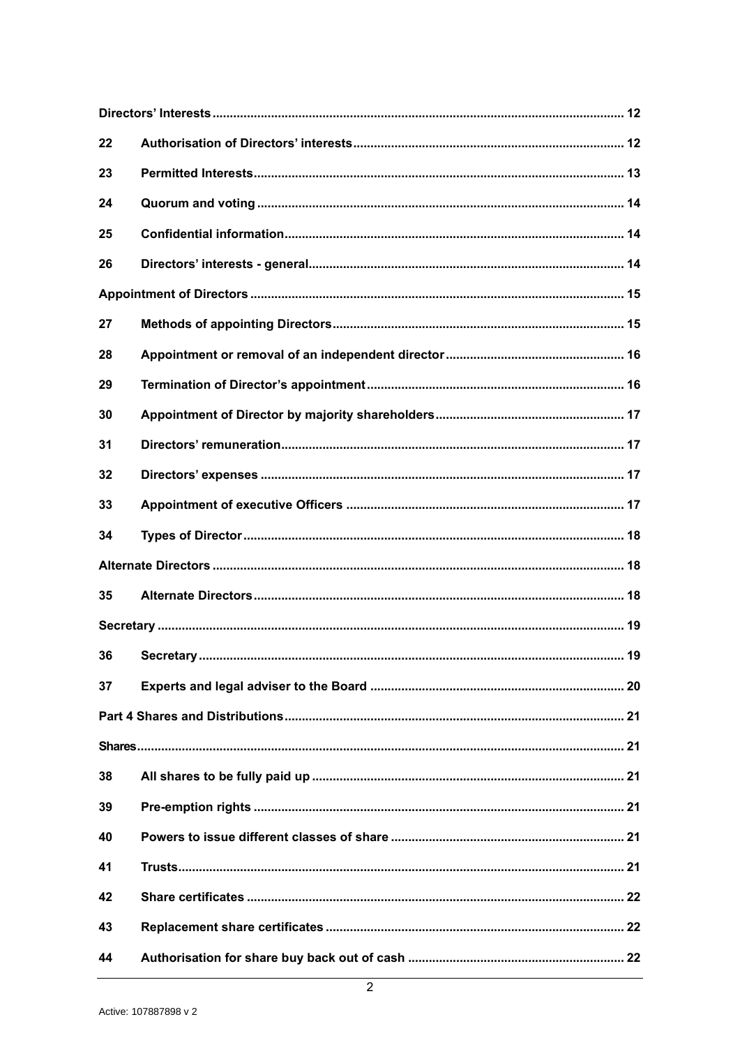| | | |
|---|---|---|
| **Directors' Interests** | | **12** |
| **22** | **Authorisation of Directors' interests** | **12** |
| **23** | **Permitted Interests** | **13** |
| **24** | **Quorum and voting** | **14** |
| **25** | **Confidential information** | **14** |
| **26** | **Directors' interests - general** | **14** |
| **Appointment of Directors** | | **15** |
| **27** | **Methods of appointing Directors** | **15** |
| **28** | **Appointment or removal of an independent director** | **16** |
| **29** | **Termination of Director's appointment** | **16** |
| **30** | **Appointment of Director by majority shareholders** | **17** |
| **31** | **Directors' remuneration** | **17** |
| **32** | **Directors' expenses** | **17** |
| **33** | **Appointment of executive Officers** | **17** |
| **34** | **Types of Director** | **18** |
| **Alternate Directors** | | **18** |
| **35** | **Alternate Directors** | **18** |
| **Secretary** | | **19** |
| **36** | **Secretary** | **19** |
| **37** | **Experts and legal adviser to the Board** | **20** |
| **Part 4 Shares and Distributions** | | **21** |
| **Shares** | | **21** |
| **38** | **All shares to be fully paid up** | **21** |
| **39** | **Pre-emption rights** | **21** |
| **40** | **Powers to issue different classes of share** | **21** |
| **41** | **Trusts** | **21** |
| **42** | **Share certificates** | **22** |
| **43** | **Replacement share certificates** | **22** |
| **44** | **Authorisation for share buy back out of cash** | **22** |

Active: 107887898 v 2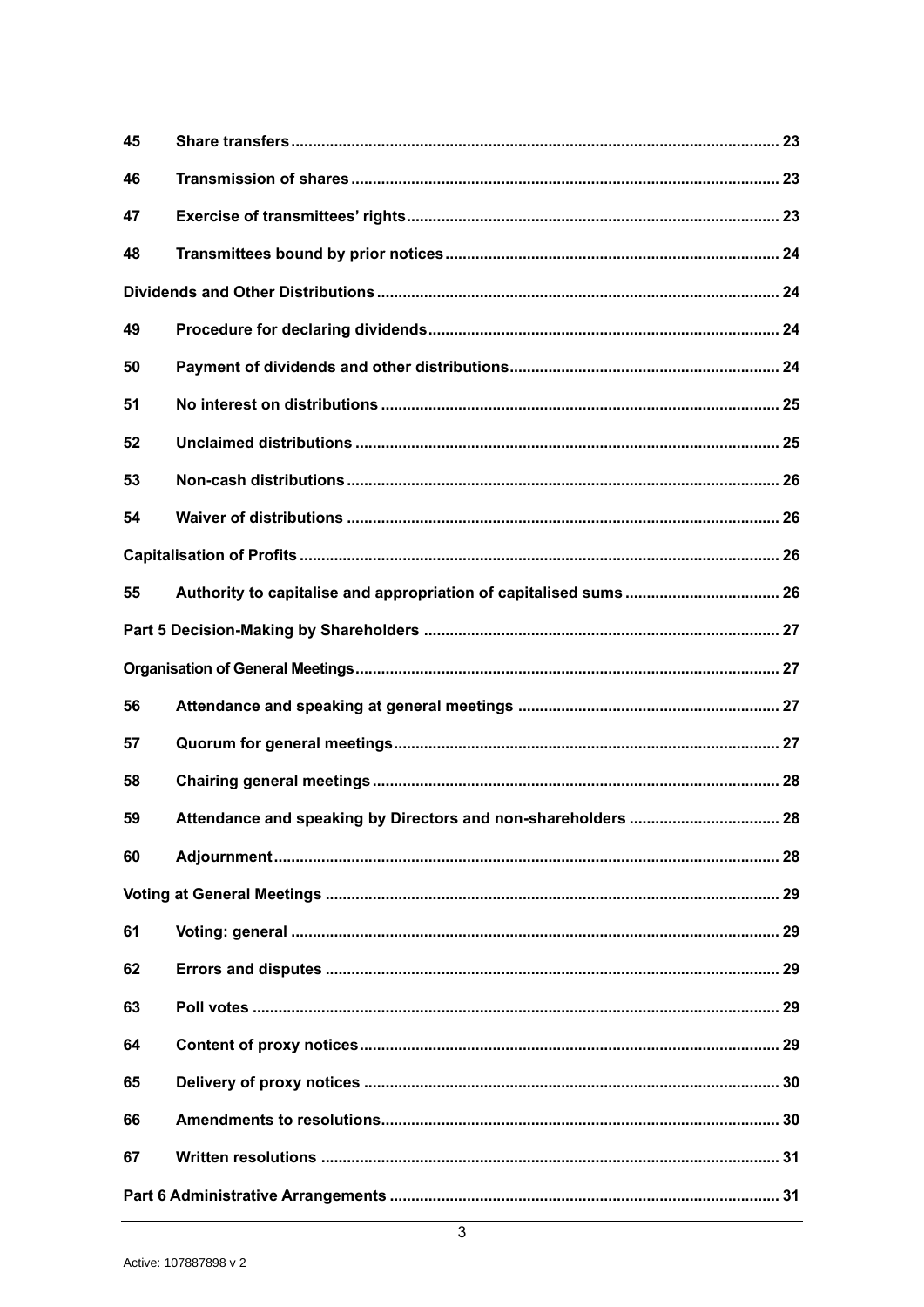| | | |
|---|---|---|
| 45 | **Share transfers** | **23** |
| 46 | **Transmission of shares** | **23** |
| 47 | **Exercise of transmittees' rights** | **23** |
| 48 | **Transmittees bound by prior notices** | **24** |
| **Dividends and Other Distributions** | | **24** |
| 49 | **Procedure for declaring dividends** | **24** |
| 50 | **Payment of dividends and other distributions** | **24** |
| 51 | **No interest on distributions** | **25** |
| 52 | **Unclaimed distributions** | **25** |
| 53 | **Non-cash distributions** | **26** |
| 54 | **Waiver of distributions** | **26** |
| **Capitalisation of Profits** | | **26** |
| 55 | **Authority to capitalise and appropriation of capitalised sums** | **26** |
| **Part 5 Decision-Making by Shareholders** | | **27** |
| **Organisation of General Meetings** | | **27** |
| 56 | **Attendance and speaking at general meetings** | **27** |
| 57 | **Quorum for general meetings** | **27** |
| 58 | **Chairing general meetings** | **28** |
| 59 | **Attendance and speaking by Directors and non-shareholders** | **28** |
| 60 | **Adjournment** | **28** |
| **Voting at General Meetings** | | **29** |
| 61 | **Voting: general** | **29** |
| 62 | **Errors and disputes** | **29** |
| 63 | **Poll votes** | **29** |
| 64 | **Content of proxy notices** | **29** |
| 65 | **Delivery of proxy notices** | **30** |
| 66 | **Amendments to resolutions** | **30** |
| 67 | **Written resolutions** | **31** |
| **Part 6 Administrative Arrangements** | | **31** |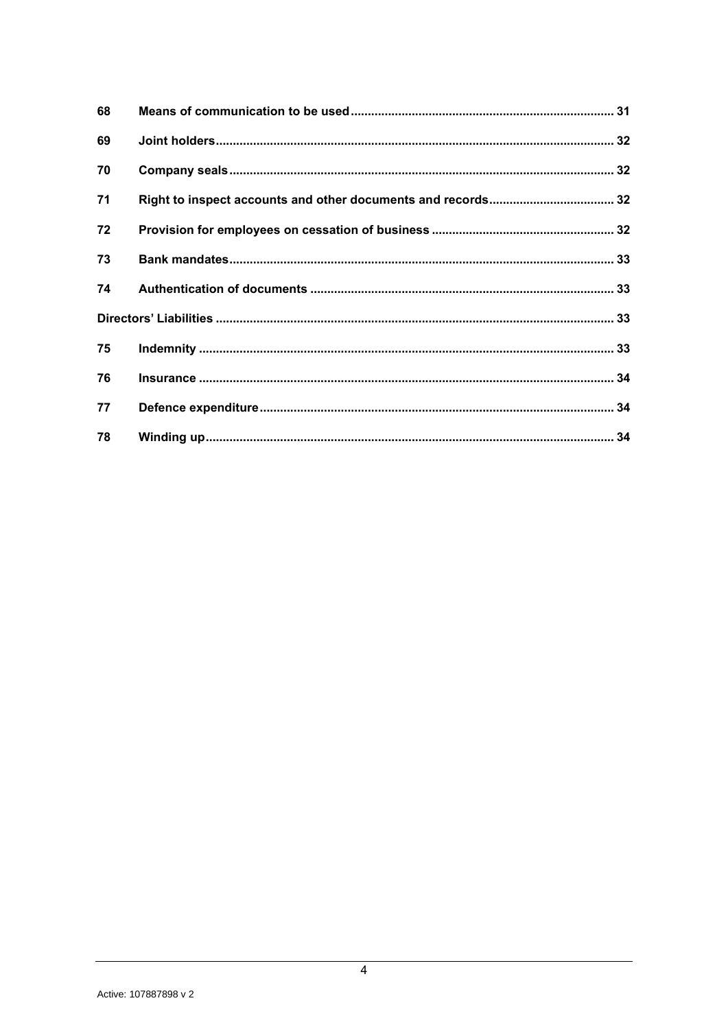| | | |
|---|---|---|
| **68** | **Means of communication to be used** | **31** |
| **69** | **Joint holders** | **32** |
| **70** | **Company seals** | **32** |
| **71** | **Right to inspect accounts and other documents and records** | **32** |
| **72** | **Provision for employees on cessation of business** | **32** |
| **73** | **Bank mandates** | **33** |
| **74** | **Authentication of documents** | **33** |
| **Directors' Liabilities** | | **33** |
| **75** | **Indemnity** | **33** |
| **76** | **Insurance** | **34** |
| **77** | **Defence expenditure** | **34** |
| **78** | **Winding up** | **34** |

Active: 107887898 v 2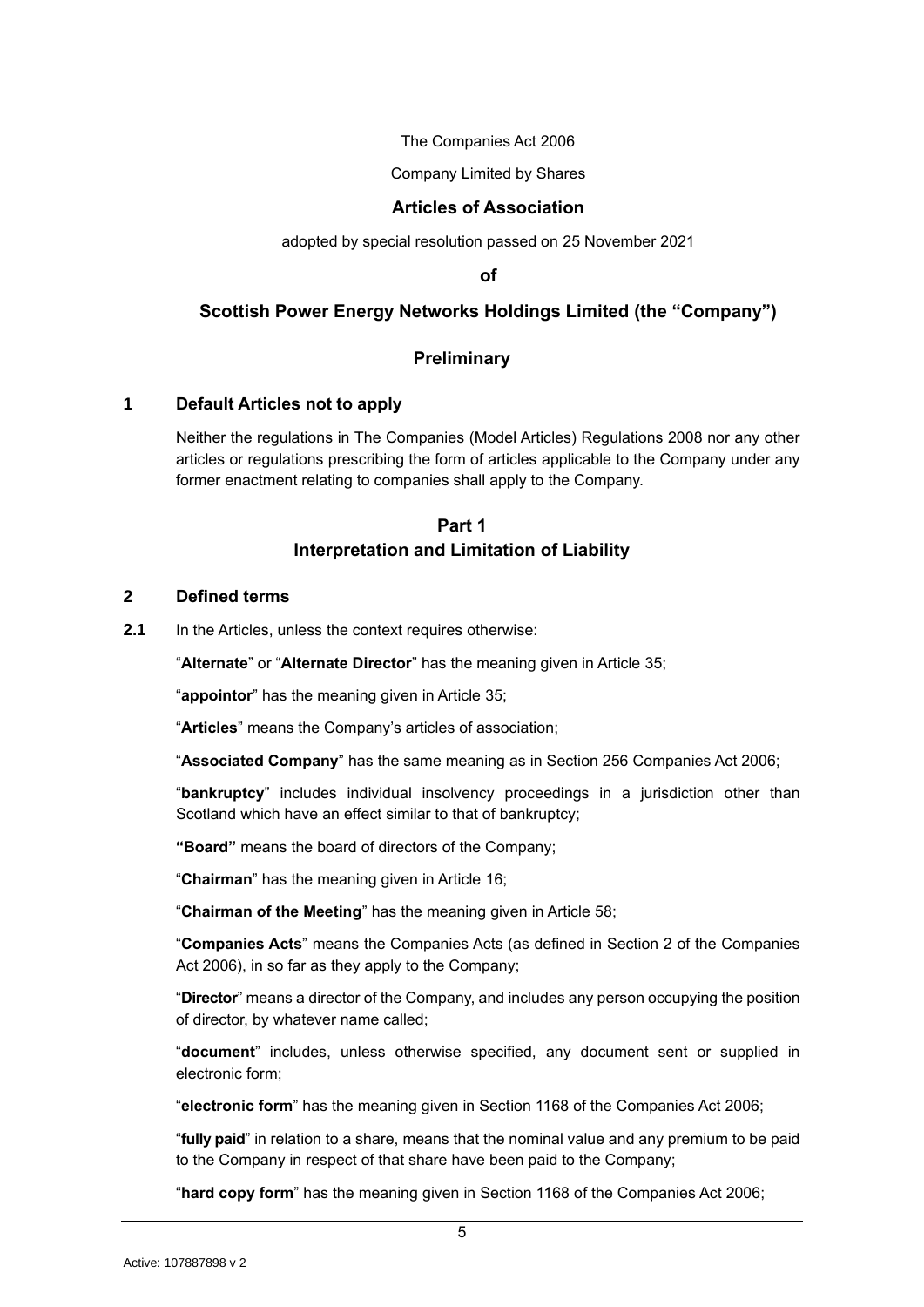The Companies Act 2006

Company Limited by Shares

# Articles of Association

adopted by special resolution passed on 25 November 2021

**of**

# Scottish Power Energy Networks Holdings Limited (the "Company")

## Preliminary

### 1 Default Articles not to apply

Neither the regulations in The Companies (Model Articles) Regulations 2008 nor any other articles or regulations prescribing the form of articles applicable to the Company under any former enactment relating to companies shall apply to the Company.

## Part 1
## Interpretation and Limitation of Liability

### 2 Defined terms

**2.1** In the Articles, unless the context requires otherwise:

"**Alternate**" or "**Alternate Director**" has the meaning given in Article 35;

"**appointor**" has the meaning given in Article 35;

"**Articles**" means the Company's articles of association;

"**Associated Company**" has the same meaning as in Section 256 Companies Act 2006;

"**bankruptcy**" includes individual insolvency proceedings in a jurisdiction other than Scotland which have an effect similar to that of bankruptcy;

**"Board"** means the board of directors of the Company;

"**Chairman**" has the meaning given in Article 16;

"**Chairman of the Meeting**" has the meaning given in Article 58;

"**Companies Acts**" means the Companies Acts (as defined in Section 2 of the Companies Act 2006), in so far as they apply to the Company;

"**Director**" means a director of the Company, and includes any person occupying the position of director, by whatever name called;

"**document**" includes, unless otherwise specified, any document sent or supplied in electronic form;

"**electronic form**" has the meaning given in Section 1168 of the Companies Act 2006;

"**fully paid**" in relation to a share, means that the nominal value and any premium to be paid to the Company in respect of that share have been paid to the Company;

"**hard copy form**" has the meaning given in Section 1168 of the Companies Act 2006;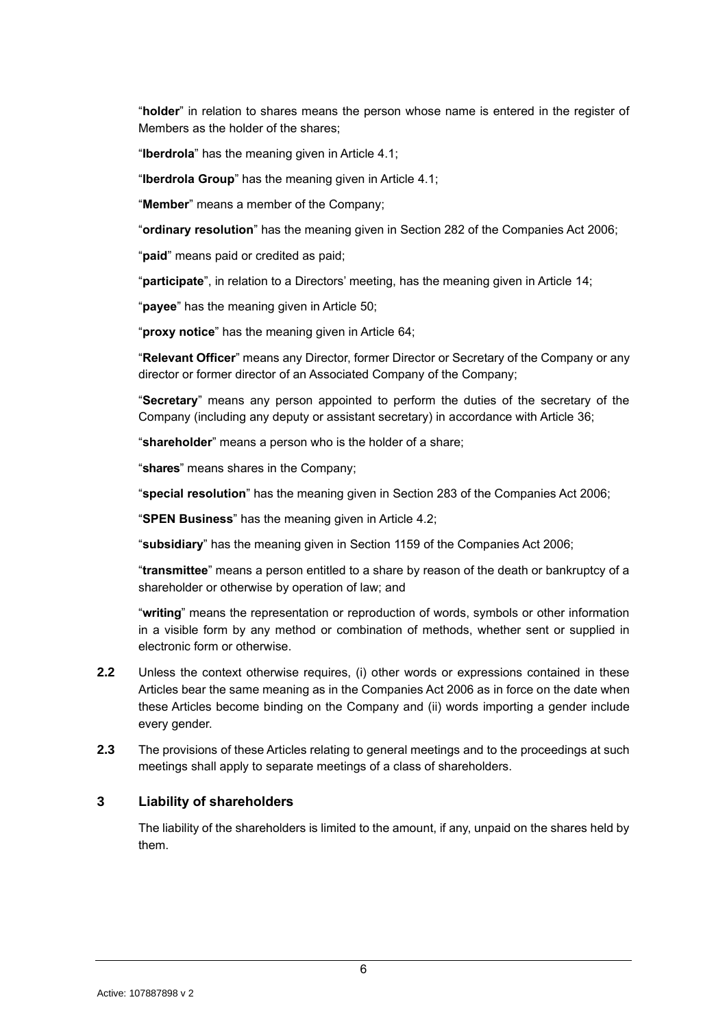"**holder**" in relation to shares means the person whose name is entered in the register of Members as the holder of the shares;

"**Iberdrola**" has the meaning given in Article 4.1;

"**Iberdrola Group**" has the meaning given in Article 4.1;

"**Member**" means a member of the Company;

"**ordinary resolution**" has the meaning given in Section 282 of the Companies Act 2006;

"**paid**" means paid or credited as paid;

"**participate**", in relation to a Directors' meeting, has the meaning given in Article 14;

"**payee**" has the meaning given in Article 50;

"**proxy notice**" has the meaning given in Article 64;

"**Relevant Officer**" means any Director, former Director or Secretary of the Company or any director or former director of an Associated Company of the Company;

"**Secretary**" means any person appointed to perform the duties of the secretary of the Company (including any deputy or assistant secretary) in accordance with Article 36;

"**shareholder**" means a person who is the holder of a share;

"**shares**" means shares in the Company;

"**special resolution**" has the meaning given in Section 283 of the Companies Act 2006;

"**SPEN Business**" has the meaning given in Article 4.2;

"**subsidiary**" has the meaning given in Section 1159 of the Companies Act 2006;

"**transmittee**" means a person entitled to a share by reason of the death or bankruptcy of a shareholder or otherwise by operation of law; and

"**writing**" means the representation or reproduction of words, symbols or other information in a visible form by any method or combination of methods, whether sent or supplied in electronic form or otherwise.

**2.2** Unless the context otherwise requires, (i) other words or expressions contained in these Articles bear the same meaning as in the Companies Act 2006 as in force on the date when these Articles become binding on the Company and (ii) words importing a gender include every gender.

**2.3** The provisions of these Articles relating to general meetings and to the proceedings at such meetings shall apply to separate meetings of a class of shareholders.

## 3 Liability of shareholders

The liability of the shareholders is limited to the amount, if any, unpaid on the shares held by them.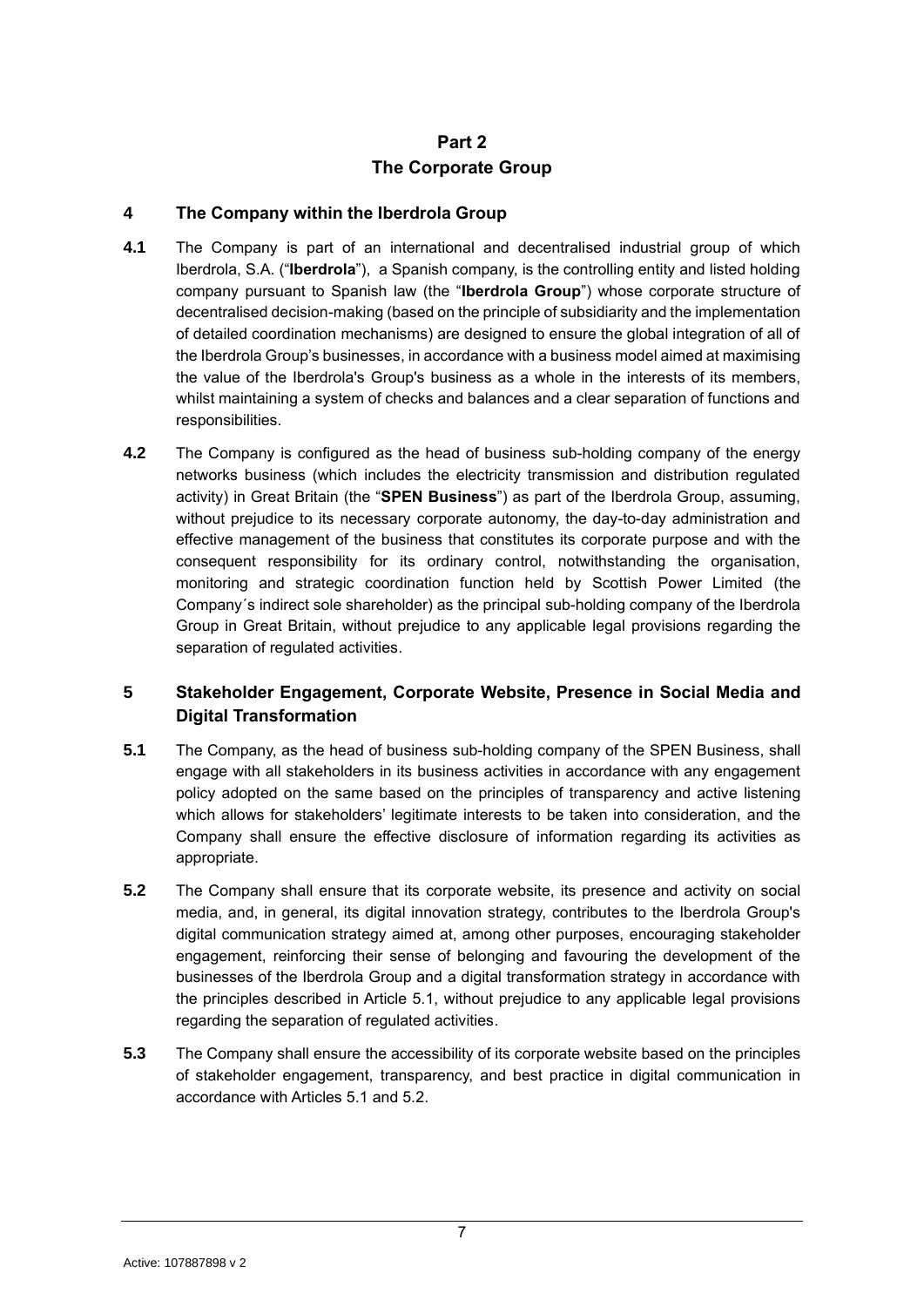# Part 2
# The Corporate Group

## 4 The Company within the Iberdrola Group

**4.1** The Company is part of an international and decentralised industrial group of which Iberdrola, S.A. ("**Iberdrola**"), a Spanish company, is the controlling entity and listed holding company pursuant to Spanish law (the "**Iberdrola Group**") whose corporate structure of decentralised decision-making (based on the principle of subsidiarity and the implementation of detailed coordination mechanisms) are designed to ensure the global integration of all of the Iberdrola Group's businesses, in accordance with a business model aimed at maximising the value of the Iberdrola's Group's business as a whole in the interests of its members, whilst maintaining a system of checks and balances and a clear separation of functions and responsibilities.

**4.2** The Company is configured as the head of business sub-holding company of the energy networks business (which includes the electricity transmission and distribution regulated activity) in Great Britain (the "**SPEN Business**") as part of the Iberdrola Group, assuming, without prejudice to its necessary corporate autonomy, the day-to-day administration and effective management of the business that constitutes its corporate purpose and with the consequent responsibility for its ordinary control, notwithstanding the organisation, monitoring and strategic coordination function held by Scottish Power Limited (the Company´s indirect sole shareholder) as the principal sub-holding company of the Iberdrola Group in Great Britain, without prejudice to any applicable legal provisions regarding the separation of regulated activities.

## 5 Stakeholder Engagement, Corporate Website, Presence in Social Media and Digital Transformation

**5.1** The Company, as the head of business sub-holding company of the SPEN Business, shall engage with all stakeholders in its business activities in accordance with any engagement policy adopted on the same based on the principles of transparency and active listening which allows for stakeholders' legitimate interests to be taken into consideration, and the Company shall ensure the effective disclosure of information regarding its activities as appropriate.

**5.2** The Company shall ensure that its corporate website, its presence and activity on social media, and, in general, its digital innovation strategy, contributes to the Iberdrola Group's digital communication strategy aimed at, among other purposes, encouraging stakeholder engagement, reinforcing their sense of belonging and favouring the development of the businesses of the Iberdrola Group and a digital transformation strategy in accordance with the principles described in Article 5.1, without prejudice to any applicable legal provisions regarding the separation of regulated activities.

**5.3** The Company shall ensure the accessibility of its corporate website based on the principles of stakeholder engagement, transparency, and best practice in digital communication in accordance with Articles 5.1 and 5.2.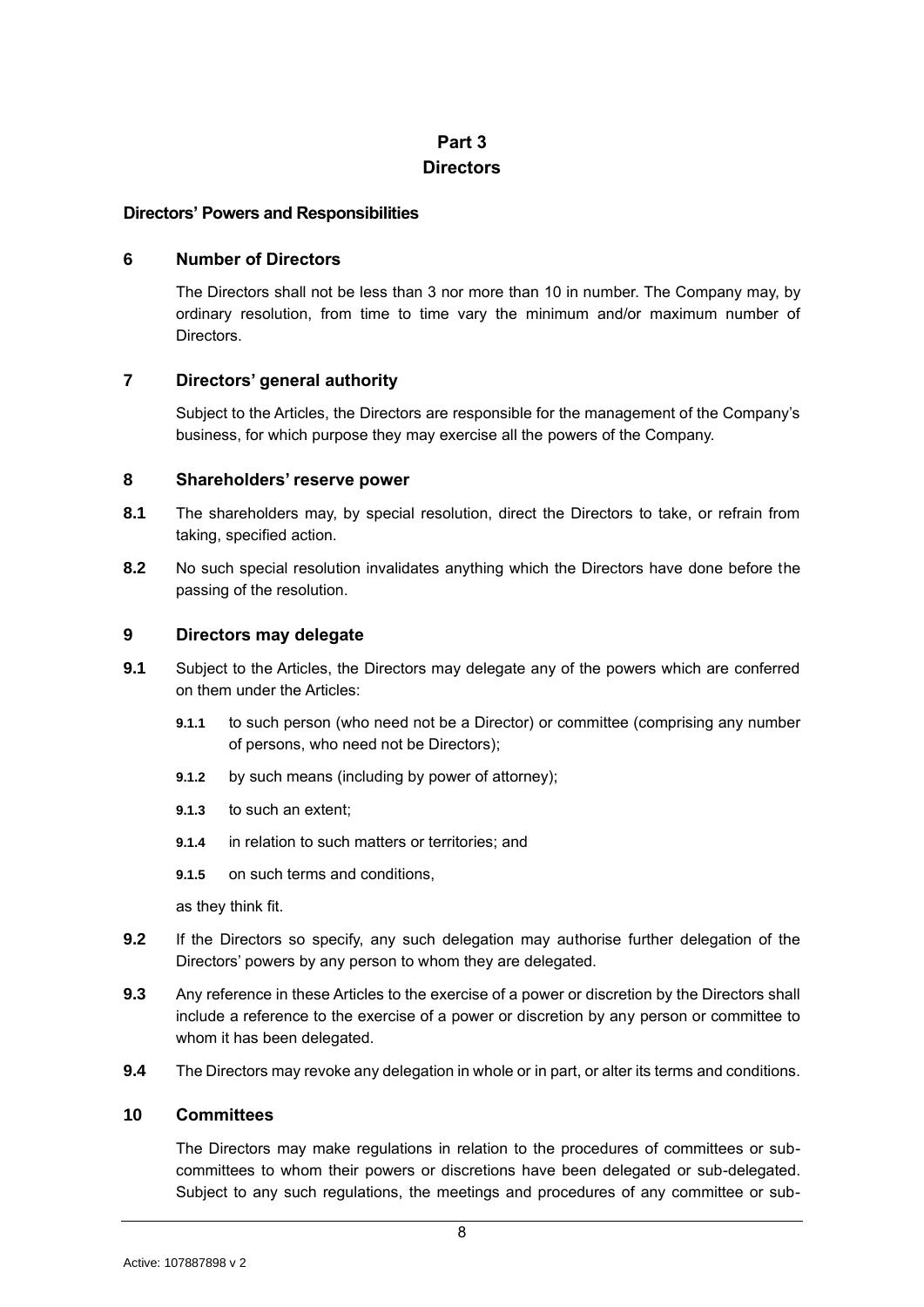# Part 3
# Directors

### Directors' Powers and Responsibilities

## 6 Number of Directors

The Directors shall not be less than 3 nor more than 10 in number. The Company may, by ordinary resolution, from time to time vary the minimum and/or maximum number of Directors.

## 7 Directors' general authority

Subject to the Articles, the Directors are responsible for the management of the Company's business, for which purpose they may exercise all the powers of the Company.

## 8 Shareholders' reserve power

**8.1** The shareholders may, by special resolution, direct the Directors to take, or refrain from taking, specified action.

**8.2** No such special resolution invalidates anything which the Directors have done before the passing of the resolution.

## 9 Directors may delegate

**9.1** Subject to the Articles, the Directors may delegate any of the powers which are conferred on them under the Articles:

- **9.1.1** to such person (who need not be a Director) or committee (comprising any number of persons, who need not be Directors);
- **9.1.2** by such means (including by power of attorney);
- **9.1.3** to such an extent;
- **9.1.4** in relation to such matters or territories; and
- **9.1.5** on such terms and conditions,

as they think fit.

**9.2** If the Directors so specify, any such delegation may authorise further delegation of the Directors' powers by any person to whom they are delegated.

**9.3** Any reference in these Articles to the exercise of a power or discretion by the Directors shall include a reference to the exercise of a power or discretion by any person or committee to whom it has been delegated.

**9.4** The Directors may revoke any delegation in whole or in part, or alter its terms and conditions.

## 10 Committees

The Directors may make regulations in relation to the procedures of committees or sub-committees to whom their powers or discretions have been delegated or sub-delegated. Subject to any such regulations, the meetings and procedures of any committee or sub-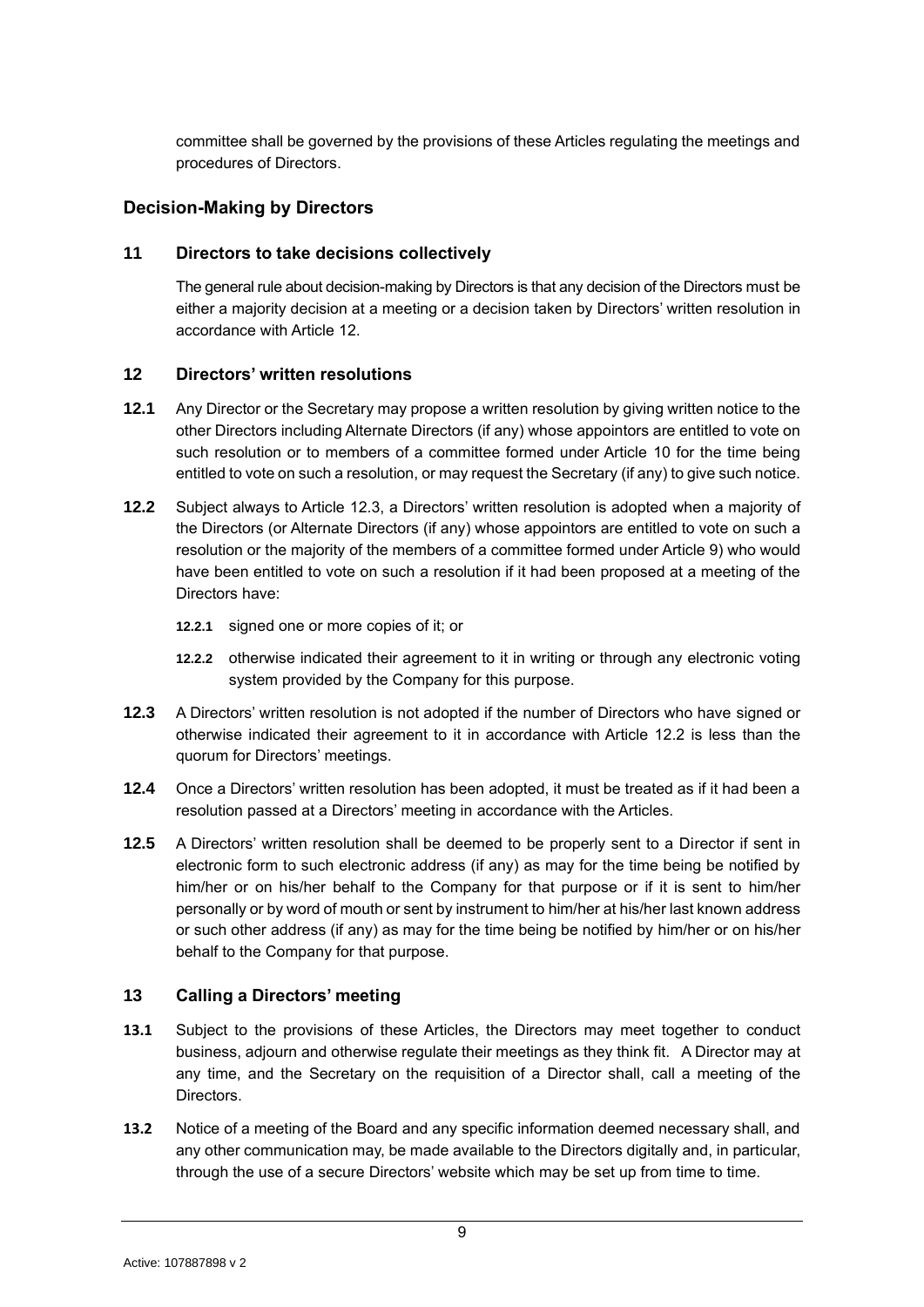committee shall be governed by the provisions of these Articles regulating the meetings and procedures of Directors.

## Decision-Making by Directors

### 11 Directors to take decisions collectively

The general rule about decision-making by Directors is that any decision of the Directors must be either a majority decision at a meeting or a decision taken by Directors' written resolution in accordance with Article 12.

### 12 Directors' written resolutions

**12.1** Any Director or the Secretary may propose a written resolution by giving written notice to the other Directors including Alternate Directors (if any) whose appointors are entitled to vote on such resolution or to members of a committee formed under Article 10 for the time being entitled to vote on such a resolution, or may request the Secretary (if any) to give such notice.

**12.2** Subject always to Article 12.3, a Directors' written resolution is adopted when a majority of the Directors (or Alternate Directors (if any) whose appointors are entitled to vote on such a resolution or the majority of the members of a committee formed under Article 9) who would have been entitled to vote on such a resolution if it had been proposed at a meeting of the Directors have:

**12.2.1** signed one or more copies of it; or

**12.2.2** otherwise indicated their agreement to it in writing or through any electronic voting system provided by the Company for this purpose.

**12.3** A Directors' written resolution is not adopted if the number of Directors who have signed or otherwise indicated their agreement to it in accordance with Article 12.2 is less than the quorum for Directors' meetings.

**12.4** Once a Directors' written resolution has been adopted, it must be treated as if it had been a resolution passed at a Directors' meeting in accordance with the Articles.

**12.5** A Directors' written resolution shall be deemed to be properly sent to a Director if sent in electronic form to such electronic address (if any) as may for the time being be notified by him/her or on his/her behalf to the Company for that purpose or if it is sent to him/her personally or by word of mouth or sent by instrument to him/her at his/her last known address or such other address (if any) as may for the time being be notified by him/her or on his/her behalf to the Company for that purpose.

### 13 Calling a Directors' meeting

**13.1** Subject to the provisions of these Articles, the Directors may meet together to conduct business, adjourn and otherwise regulate their meetings as they think fit. A Director may at any time, and the Secretary on the requisition of a Director shall, call a meeting of the Directors.

**13.2** Notice of a meeting of the Board and any specific information deemed necessary shall, and any other communication may, be made available to the Directors digitally and, in particular, through the use of a secure Directors' website which may be set up from time to time.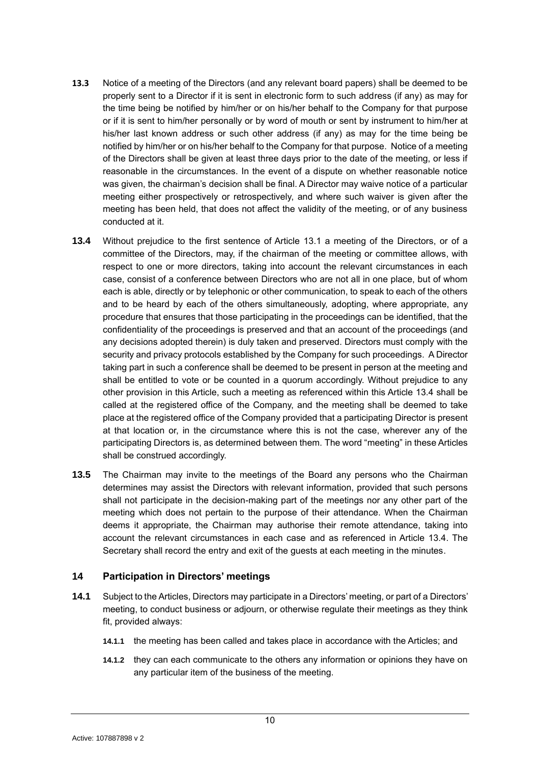**13.3** Notice of a meeting of the Directors (and any relevant board papers) shall be deemed to be properly sent to a Director if it is sent in electronic form to such address (if any) as may for the time being be notified by him/her or on his/her behalf to the Company for that purpose or if it is sent to him/her personally or by word of mouth or sent by instrument to him/her at his/her last known address or such other address (if any) as may for the time being be notified by him/her or on his/her behalf to the Company for that purpose. Notice of a meeting of the Directors shall be given at least three days prior to the date of the meeting, or less if reasonable in the circumstances. In the event of a dispute on whether reasonable notice was given, the chairman's decision shall be final. A Director may waive notice of a particular meeting either prospectively or retrospectively, and where such waiver is given after the meeting has been held, that does not affect the validity of the meeting, or of any business conducted at it.

**13.4** Without prejudice to the first sentence of Article 13.1 a meeting of the Directors, or of a committee of the Directors, may, if the chairman of the meeting or committee allows, with respect to one or more directors, taking into account the relevant circumstances in each case, consist of a conference between Directors who are not all in one place, but of whom each is able, directly or by telephonic or other communication, to speak to each of the others and to be heard by each of the others simultaneously, adopting, where appropriate, any procedure that ensures that those participating in the proceedings can be identified, that the confidentiality of the proceedings is preserved and that an account of the proceedings (and any decisions adopted therein) is duly taken and preserved. Directors must comply with the security and privacy protocols established by the Company for such proceedings. A Director taking part in such a conference shall be deemed to be present in person at the meeting and shall be entitled to vote or be counted in a quorum accordingly. Without prejudice to any other provision in this Article, such a meeting as referenced within this Article 13.4 shall be called at the registered office of the Company, and the meeting shall be deemed to take place at the registered office of the Company provided that a participating Director is present at that location or, in the circumstance where this is not the case, wherever any of the participating Directors is, as determined between them. The word "meeting" in these Articles shall be construed accordingly.

**13.5** The Chairman may invite to the meetings of the Board any persons who the Chairman determines may assist the Directors with relevant information, provided that such persons shall not participate in the decision-making part of the meetings nor any other part of the meeting which does not pertain to the purpose of their attendance. When the Chairman deems it appropriate, the Chairman may authorise their remote attendance, taking into account the relevant circumstances in each case and as referenced in Article 13.4. The Secretary shall record the entry and exit of the guests at each meeting in the minutes.

## 14 Participation in Directors' meetings

**14.1** Subject to the Articles, Directors may participate in a Directors' meeting, or part of a Directors' meeting, to conduct business or adjourn, or otherwise regulate their meetings as they think fit, provided always:

**14.1.1** the meeting has been called and takes place in accordance with the Articles; and

**14.1.2** they can each communicate to the others any information or opinions they have on any particular item of the business of the meeting.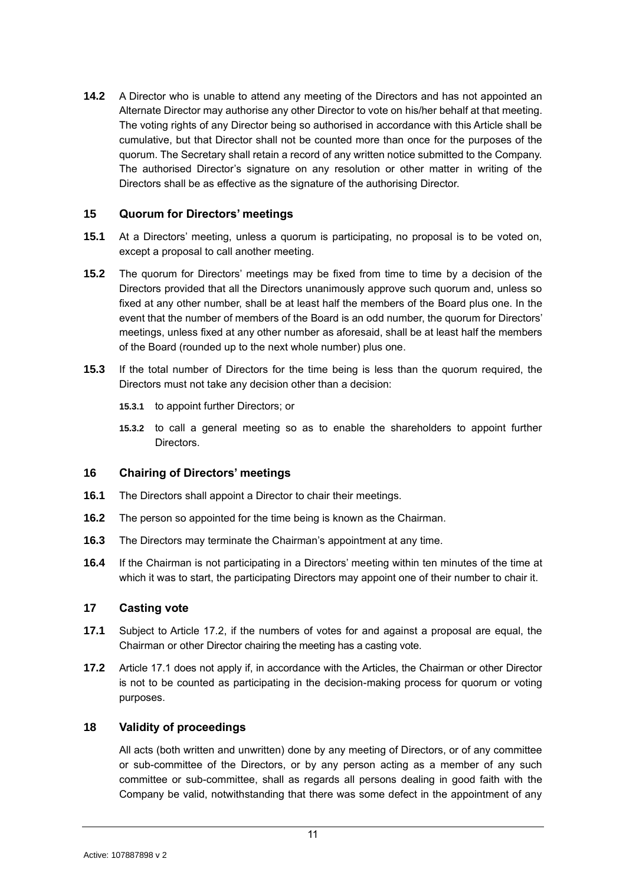**14.2** A Director who is unable to attend any meeting of the Directors and has not appointed an Alternate Director may authorise any other Director to vote on his/her behalf at that meeting. The voting rights of any Director being so authorised in accordance with this Article shall be cumulative, but that Director shall not be counted more than once for the purposes of the quorum. The Secretary shall retain a record of any written notice submitted to the Company. The authorised Director's signature on any resolution or other matter in writing of the Directors shall be as effective as the signature of the authorising Director.

### 15 Quorum for Directors' meetings

**15.1** At a Directors' meeting, unless a quorum is participating, no proposal is to be voted on, except a proposal to call another meeting.

**15.2** The quorum for Directors' meetings may be fixed from time to time by a decision of the Directors provided that all the Directors unanimously approve such quorum and, unless so fixed at any other number, shall be at least half the members of the Board plus one. In the event that the number of members of the Board is an odd number, the quorum for Directors' meetings, unless fixed at any other number as aforesaid, shall be at least half the members of the Board (rounded up to the next whole number) plus one.

**15.3** If the total number of Directors for the time being is less than the quorum required, the Directors must not take any decision other than a decision:

- **15.3.1** to appoint further Directors; or
- **15.3.2** to call a general meeting so as to enable the shareholders to appoint further Directors.

### 16 Chairing of Directors' meetings

**16.1** The Directors shall appoint a Director to chair their meetings.

**16.2** The person so appointed for the time being is known as the Chairman.

**16.3** The Directors may terminate the Chairman's appointment at any time.

**16.4** If the Chairman is not participating in a Directors' meeting within ten minutes of the time at which it was to start, the participating Directors may appoint one of their number to chair it.

### 17 Casting vote

**17.1** Subject to Article 17.2, if the numbers of votes for and against a proposal are equal, the Chairman or other Director chairing the meeting has a casting vote.

**17.2** Article 17.1 does not apply if, in accordance with the Articles, the Chairman or other Director is not to be counted as participating in the decision-making process for quorum or voting purposes.

### 18 Validity of proceedings

All acts (both written and unwritten) done by any meeting of Directors, or of any committee or sub-committee of the Directors, or by any person acting as a member of any such committee or sub-committee, shall as regards all persons dealing in good faith with the Company be valid, notwithstanding that there was some defect in the appointment of any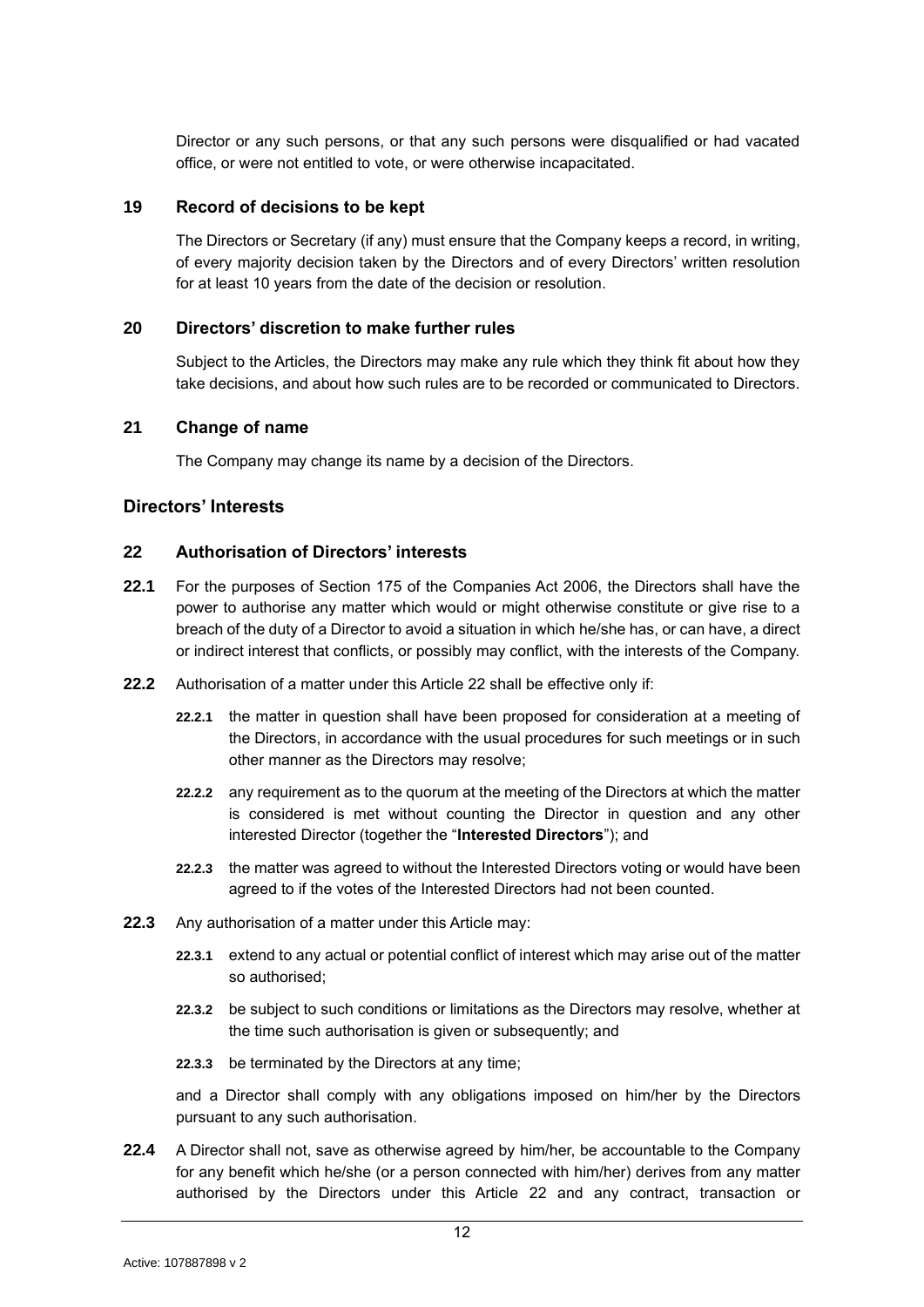Director or any such persons, or that any such persons were disqualified or had vacated office, or were not entitled to vote, or were otherwise incapacitated.

### 19 Record of decisions to be kept

The Directors or Secretary (if any) must ensure that the Company keeps a record, in writing, of every majority decision taken by the Directors and of every Directors' written resolution for at least 10 years from the date of the decision or resolution.

### 20 Directors' discretion to make further rules

Subject to the Articles, the Directors may make any rule which they think fit about how they take decisions, and about how such rules are to be recorded or communicated to Directors.

### 21 Change of name

The Company may change its name by a decision of the Directors.

## Directors' Interests

### 22 Authorisation of Directors' interests

**22.1** For the purposes of Section 175 of the Companies Act 2006, the Directors shall have the power to authorise any matter which would or might otherwise constitute or give rise to a breach of the duty of a Director to avoid a situation in which he/she has, or can have, a direct or indirect interest that conflicts, or possibly may conflict, with the interests of the Company.

**22.2** Authorisation of a matter under this Article 22 shall be effective only if:

**22.2.1** the matter in question shall have been proposed for consideration at a meeting of the Directors, in accordance with the usual procedures for such meetings or in such other manner as the Directors may resolve;

**22.2.2** any requirement as to the quorum at the meeting of the Directors at which the matter is considered is met without counting the Director in question and any other interested Director (together the "**Interested Directors**"); and

**22.2.3** the matter was agreed to without the Interested Directors voting or would have been agreed to if the votes of the Interested Directors had not been counted.

**22.3** Any authorisation of a matter under this Article may:

**22.3.1** extend to any actual or potential conflict of interest which may arise out of the matter so authorised;

**22.3.2** be subject to such conditions or limitations as the Directors may resolve, whether at the time such authorisation is given or subsequently; and

**22.3.3** be terminated by the Directors at any time;

and a Director shall comply with any obligations imposed on him/her by the Directors pursuant to any such authorisation.

**22.4** A Director shall not, save as otherwise agreed by him/her, be accountable to the Company for any benefit which he/she (or a person connected with him/her) derives from any matter authorised by the Directors under this Article 22 and any contract, transaction or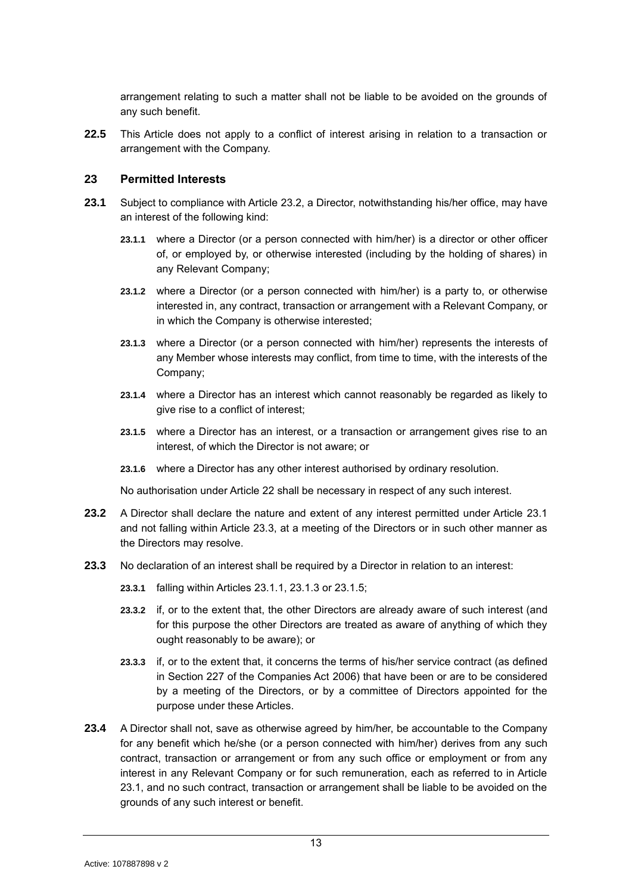arrangement relating to such a matter shall not be liable to be avoided on the grounds of any such benefit.

**22.5** This Article does not apply to a conflict of interest arising in relation to a transaction or arrangement with the Company.

## 23 Permitted Interests

**23.1** Subject to compliance with Article 23.2, a Director, notwithstanding his/her office, may have an interest of the following kind:

**23.1.1** where a Director (or a person connected with him/her) is a director or other officer of, or employed by, or otherwise interested (including by the holding of shares) in any Relevant Company;

**23.1.2** where a Director (or a person connected with him/her) is a party to, or otherwise interested in, any contract, transaction or arrangement with a Relevant Company, or in which the Company is otherwise interested;

**23.1.3** where a Director (or a person connected with him/her) represents the interests of any Member whose interests may conflict, from time to time, with the interests of the Company;

**23.1.4** where a Director has an interest which cannot reasonably be regarded as likely to give rise to a conflict of interest;

**23.1.5** where a Director has an interest, or a transaction or arrangement gives rise to an interest, of which the Director is not aware; or

**23.1.6** where a Director has any other interest authorised by ordinary resolution.

No authorisation under Article 22 shall be necessary in respect of any such interest.

**23.2** A Director shall declare the nature and extent of any interest permitted under Article 23.1 and not falling within Article 23.3, at a meeting of the Directors or in such other manner as the Directors may resolve.

**23.3** No declaration of an interest shall be required by a Director in relation to an interest:

**23.3.1** falling within Articles 23.1.1, 23.1.3 or 23.1.5;

**23.3.2** if, or to the extent that, the other Directors are already aware of such interest (and for this purpose the other Directors are treated as aware of anything of which they ought reasonably to be aware); or

**23.3.3** if, or to the extent that, it concerns the terms of his/her service contract (as defined in Section 227 of the Companies Act 2006) that have been or are to be considered by a meeting of the Directors, or by a committee of Directors appointed for the purpose under these Articles.

**23.4** A Director shall not, save as otherwise agreed by him/her, be accountable to the Company for any benefit which he/she (or a person connected with him/her) derives from any such contract, transaction or arrangement or from any such office or employment or from any interest in any Relevant Company or for such remuneration, each as referred to in Article 23.1, and no such contract, transaction or arrangement shall be liable to be avoided on the grounds of any such interest or benefit.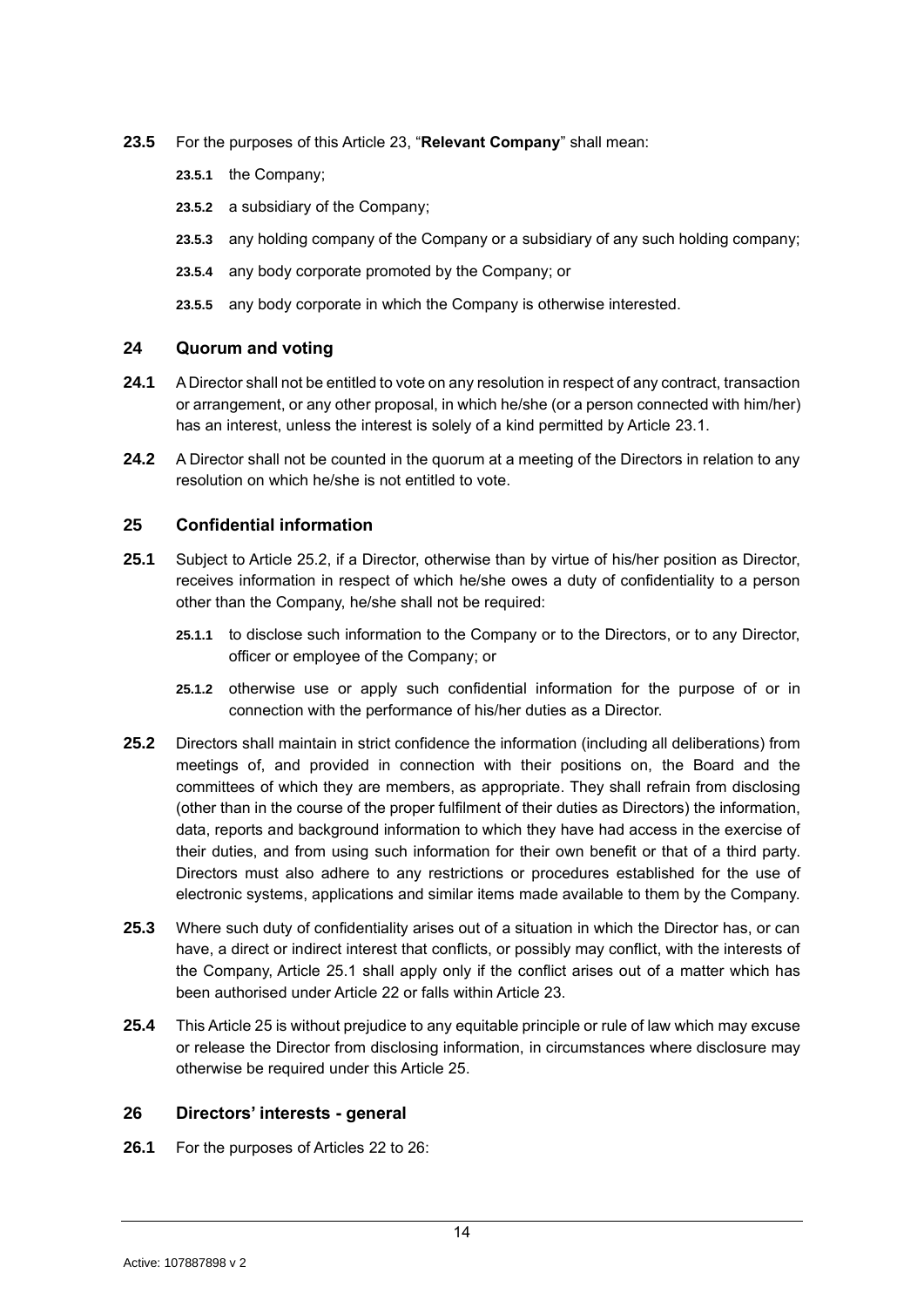**23.5** For the purposes of this Article 23, "**Relevant Company**" shall mean:

**23.5.1** the Company;

**23.5.2** a subsidiary of the Company;

**23.5.3** any holding company of the Company or a subsidiary of any such holding company;

**23.5.4** any body corporate promoted by the Company; or

**23.5.5** any body corporate in which the Company is otherwise interested.

## 24 Quorum and voting

**24.1** A Director shall not be entitled to vote on any resolution in respect of any contract, transaction or arrangement, or any other proposal, in which he/she (or a person connected with him/her) has an interest, unless the interest is solely of a kind permitted by Article 23.1.

**24.2** A Director shall not be counted in the quorum at a meeting of the Directors in relation to any resolution on which he/she is not entitled to vote.

## 25 Confidential information

**25.1** Subject to Article 25.2, if a Director, otherwise than by virtue of his/her position as Director, receives information in respect of which he/she owes a duty of confidentiality to a person other than the Company, he/she shall not be required:

**25.1.1** to disclose such information to the Company or to the Directors, or to any Director, officer or employee of the Company; or

**25.1.2** otherwise use or apply such confidential information for the purpose of or in connection with the performance of his/her duties as a Director.

**25.2** Directors shall maintain in strict confidence the information (including all deliberations) from meetings of, and provided in connection with their positions on, the Board and the committees of which they are members, as appropriate. They shall refrain from disclosing (other than in the course of the proper fulfilment of their duties as Directors) the information, data, reports and background information to which they have had access in the exercise of their duties, and from using such information for their own benefit or that of a third party. Directors must also adhere to any restrictions or procedures established for the use of electronic systems, applications and similar items made available to them by the Company.

**25.3** Where such duty of confidentiality arises out of a situation in which the Director has, or can have, a direct or indirect interest that conflicts, or possibly may conflict, with the interests of the Company, Article 25.1 shall apply only if the conflict arises out of a matter which has been authorised under Article 22 or falls within Article 23.

**25.4** This Article 25 is without prejudice to any equitable principle or rule of law which may excuse or release the Director from disclosing information, in circumstances where disclosure may otherwise be required under this Article 25.

## 26 Directors' interests - general

**26.1** For the purposes of Articles 22 to 26: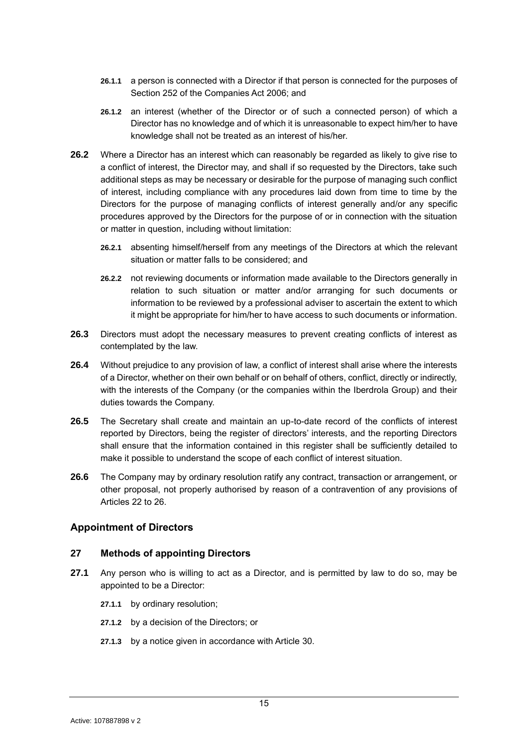**26.1.1** a person is connected with a Director if that person is connected for the purposes of Section 252 of the Companies Act 2006; and

**26.1.2** an interest (whether of the Director or of such a connected person) of which a Director has no knowledge and of which it is unreasonable to expect him/her to have knowledge shall not be treated as an interest of his/her.

**26.2** Where a Director has an interest which can reasonably be regarded as likely to give rise to a conflict of interest, the Director may, and shall if so requested by the Directors, take such additional steps as may be necessary or desirable for the purpose of managing such conflict of interest, including compliance with any procedures laid down from time to time by the Directors for the purpose of managing conflicts of interest generally and/or any specific procedures approved by the Directors for the purpose of or in connection with the situation or matter in question, including without limitation:

**26.2.1** absenting himself/herself from any meetings of the Directors at which the relevant situation or matter falls to be considered; and

**26.2.2** not reviewing documents or information made available to the Directors generally in relation to such situation or matter and/or arranging for such documents or information to be reviewed by a professional adviser to ascertain the extent to which it might be appropriate for him/her to have access to such documents or information.

**26.3** Directors must adopt the necessary measures to prevent creating conflicts of interest as contemplated by the law.

**26.4** Without prejudice to any provision of law, a conflict of interest shall arise where the interests of a Director, whether on their own behalf or on behalf of others, conflict, directly or indirectly, with the interests of the Company (or the companies within the Iberdrola Group) and their duties towards the Company.

**26.5** The Secretary shall create and maintain an up-to-date record of the conflicts of interest reported by Directors, being the register of directors' interests, and the reporting Directors shall ensure that the information contained in this register shall be sufficiently detailed to make it possible to understand the scope of each conflict of interest situation.

**26.6** The Company may by ordinary resolution ratify any contract, transaction or arrangement, or other proposal, not properly authorised by reason of a contravention of any provisions of Articles 22 to 26.

## Appointment of Directors

### 27 Methods of appointing Directors

**27.1** Any person who is willing to act as a Director, and is permitted by law to do so, may be appointed to be a Director:

**27.1.1** by ordinary resolution;

**27.1.2** by a decision of the Directors; or

**27.1.3** by a notice given in accordance with Article 30.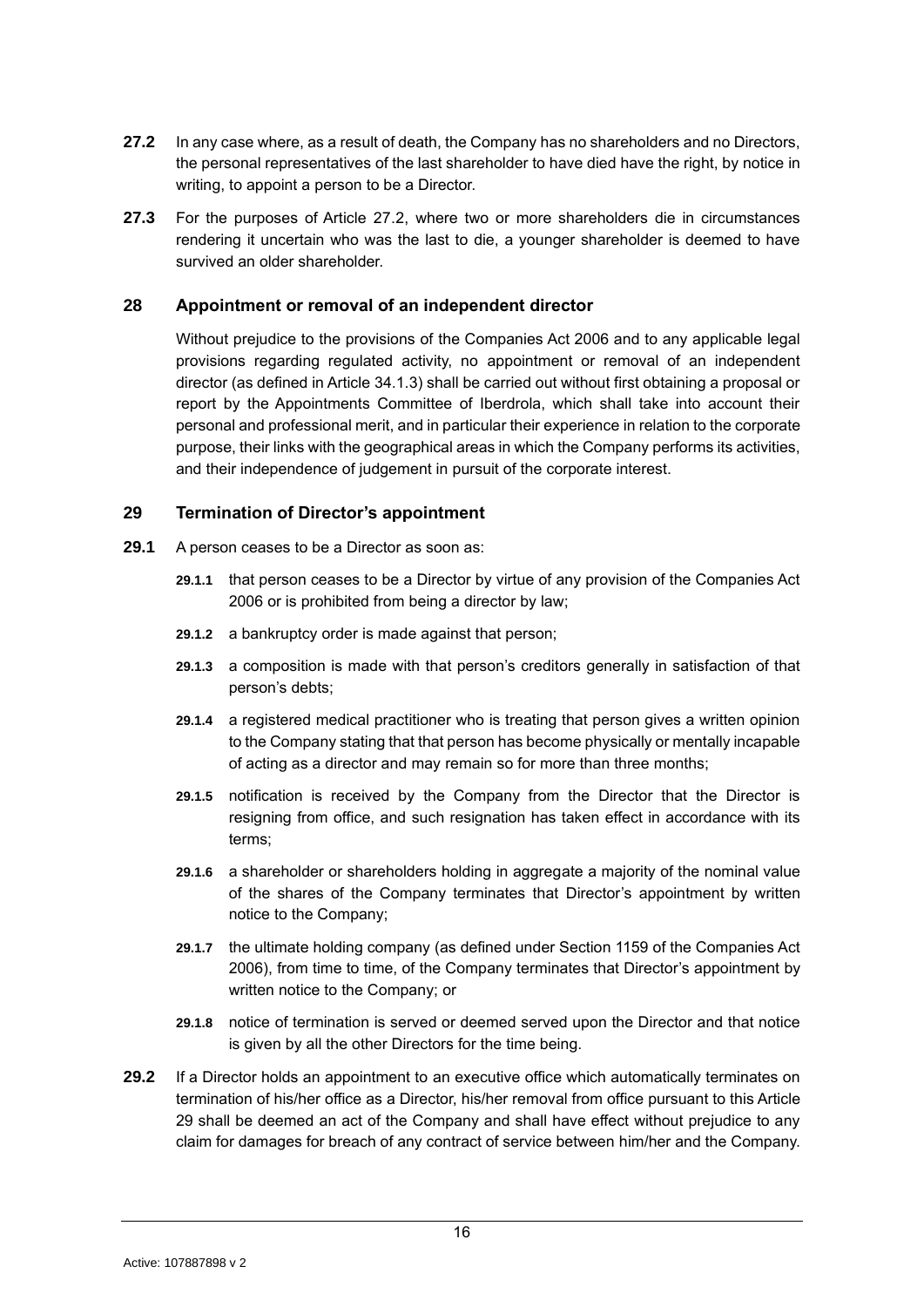**27.2** In any case where, as a result of death, the Company has no shareholders and no Directors, the personal representatives of the last shareholder to have died have the right, by notice in writing, to appoint a person to be a Director.

**27.3** For the purposes of Article 27.2, where two or more shareholders die in circumstances rendering it uncertain who was the last to die, a younger shareholder is deemed to have survived an older shareholder.

## 28 Appointment or removal of an independent director

Without prejudice to the provisions of the Companies Act 2006 and to any applicable legal provisions regarding regulated activity, no appointment or removal of an independent director (as defined in Article 34.1.3) shall be carried out without first obtaining a proposal or report by the Appointments Committee of Iberdrola, which shall take into account their personal and professional merit, and in particular their experience in relation to the corporate purpose, their links with the geographical areas in which the Company performs its activities, and their independence of judgement in pursuit of the corporate interest.

## 29 Termination of Director's appointment

**29.1** A person ceases to be a Director as soon as:

- **29.1.1** that person ceases to be a Director by virtue of any provision of the Companies Act 2006 or is prohibited from being a director by law;
- **29.1.2** a bankruptcy order is made against that person;
- **29.1.3** a composition is made with that person's creditors generally in satisfaction of that person's debts;
- **29.1.4** a registered medical practitioner who is treating that person gives a written opinion to the Company stating that that person has become physically or mentally incapable of acting as a director and may remain so for more than three months;
- **29.1.5** notification is received by the Company from the Director that the Director is resigning from office, and such resignation has taken effect in accordance with its terms;
- **29.1.6** a shareholder or shareholders holding in aggregate a majority of the nominal value of the shares of the Company terminates that Director's appointment by written notice to the Company;
- **29.1.7** the ultimate holding company (as defined under Section 1159 of the Companies Act 2006), from time to time, of the Company terminates that Director's appointment by written notice to the Company; or
- **29.1.8** notice of termination is served or deemed served upon the Director and that notice is given by all the other Directors for the time being.

**29.2** If a Director holds an appointment to an executive office which automatically terminates on termination of his/her office as a Director, his/her removal from office pursuant to this Article 29 shall be deemed an act of the Company and shall have effect without prejudice to any claim for damages for breach of any contract of service between him/her and the Company.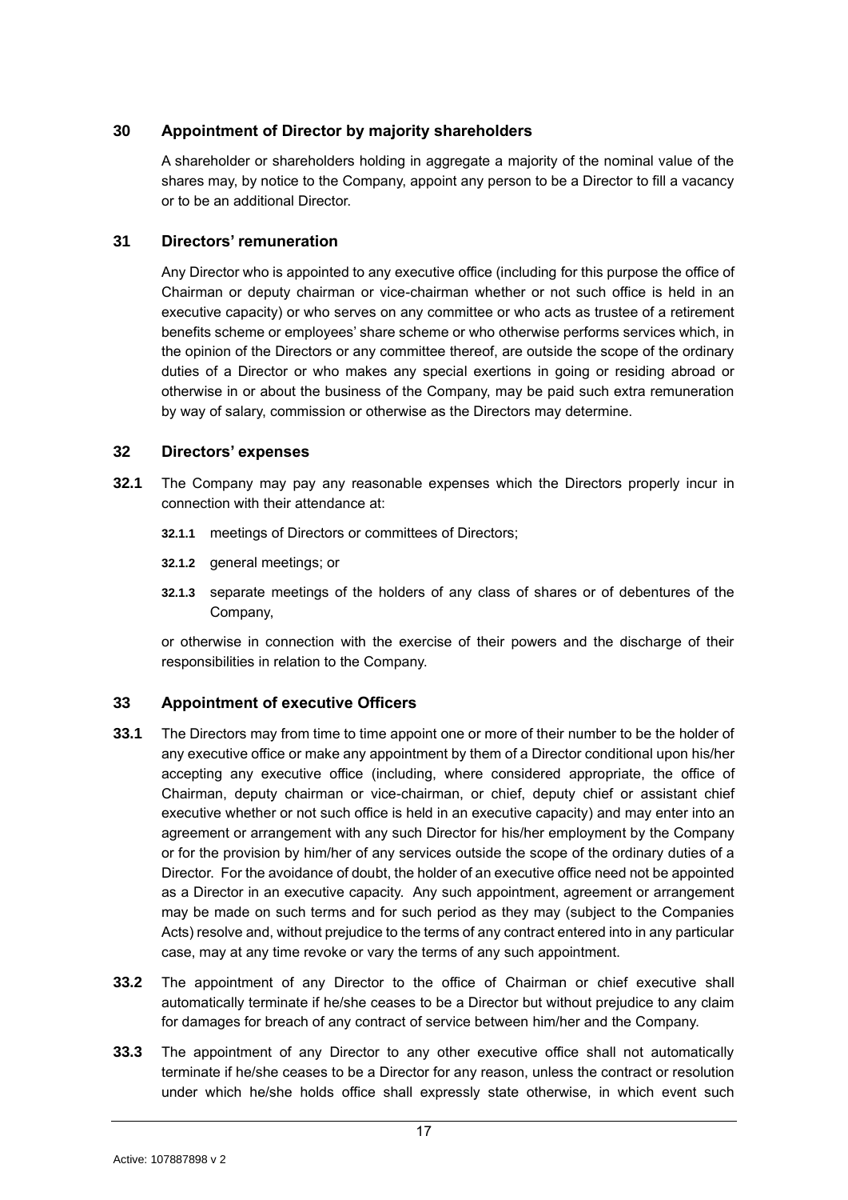## 30 Appointment of Director by majority shareholders

A shareholder or shareholders holding in aggregate a majority of the nominal value of the shares may, by notice to the Company, appoint any person to be a Director to fill a vacancy or to be an additional Director.

## 31 Directors' remuneration

Any Director who is appointed to any executive office (including for this purpose the office of Chairman or deputy chairman or vice-chairman whether or not such office is held in an executive capacity) or who serves on any committee or who acts as trustee of a retirement benefits scheme or employees' share scheme or who otherwise performs services which, in the opinion of the Directors or any committee thereof, are outside the scope of the ordinary duties of a Director or who makes any special exertions in going or residing abroad or otherwise in or about the business of the Company, may be paid such extra remuneration by way of salary, commission or otherwise as the Directors may determine.

## 32 Directors' expenses

**32.1** The Company may pay any reasonable expenses which the Directors properly incur in connection with their attendance at:

**32.1.1** meetings of Directors or committees of Directors;

**32.1.2** general meetings; or

**32.1.3** separate meetings of the holders of any class of shares or of debentures of the Company,

or otherwise in connection with the exercise of their powers and the discharge of their responsibilities in relation to the Company.

## 33 Appointment of executive Officers

**33.1** The Directors may from time to time appoint one or more of their number to be the holder of any executive office or make any appointment by them of a Director conditional upon his/her accepting any executive office (including, where considered appropriate, the office of Chairman, deputy chairman or vice-chairman, or chief, deputy chief or assistant chief executive whether or not such office is held in an executive capacity) and may enter into an agreement or arrangement with any such Director for his/her employment by the Company or for the provision by him/her of any services outside the scope of the ordinary duties of a Director. For the avoidance of doubt, the holder of an executive office need not be appointed as a Director in an executive capacity. Any such appointment, agreement or arrangement may be made on such terms and for such period as they may (subject to the Companies Acts) resolve and, without prejudice to the terms of any contract entered into in any particular case, may at any time revoke or vary the terms of any such appointment.

**33.2** The appointment of any Director to the office of Chairman or chief executive shall automatically terminate if he/she ceases to be a Director but without prejudice to any claim for damages for breach of any contract of service between him/her and the Company.

**33.3** The appointment of any Director to any other executive office shall not automatically terminate if he/she ceases to be a Director for any reason, unless the contract or resolution under which he/she holds office shall expressly state otherwise, in which event such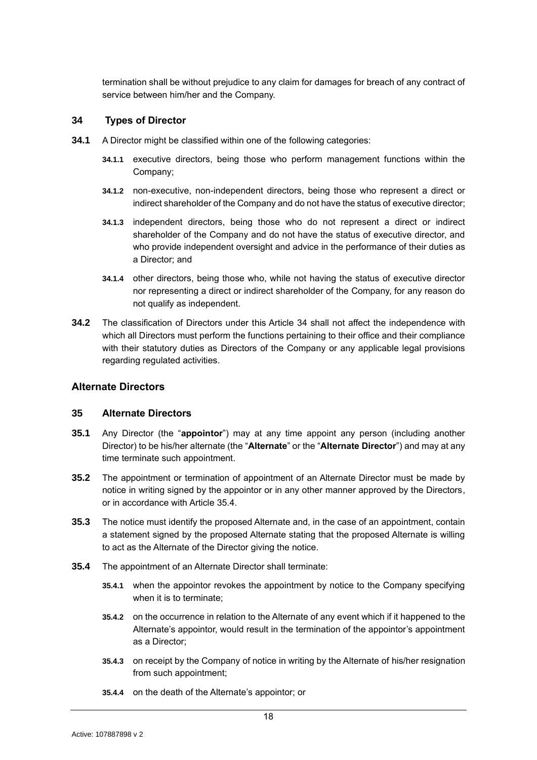termination shall be without prejudice to any claim for damages for breach of any contract of service between him/her and the Company.

### 34 Types of Director

**34.1** A Director might be classified within one of the following categories:

**34.1.1** executive directors, being those who perform management functions within the Company;

**34.1.2** non-executive, non-independent directors, being those who represent a direct or indirect shareholder of the Company and do not have the status of executive director;

**34.1.3** independent directors, being those who do not represent a direct or indirect shareholder of the Company and do not have the status of executive director, and who provide independent oversight and advice in the performance of their duties as a Director; and

**34.1.4** other directors, being those who, while not having the status of executive director nor representing a direct or indirect shareholder of the Company, for any reason do not qualify as independent.

**34.2** The classification of Directors under this Article 34 shall not affect the independence with which all Directors must perform the functions pertaining to their office and their compliance with their statutory duties as Directors of the Company or any applicable legal provisions regarding regulated activities.

## Alternate Directors

### 35 Alternate Directors

**35.1** Any Director (the "**appointor**") may at any time appoint any person (including another Director) to be his/her alternate (the "**Alternate**" or the "**Alternate Director**") and may at any time terminate such appointment.

**35.2** The appointment or termination of appointment of an Alternate Director must be made by notice in writing signed by the appointor or in any other manner approved by the Directors, or in accordance with Article 35.4.

**35.3** The notice must identify the proposed Alternate and, in the case of an appointment, contain a statement signed by the proposed Alternate stating that the proposed Alternate is willing to act as the Alternate of the Director giving the notice.

**35.4** The appointment of an Alternate Director shall terminate:

**35.4.1** when the appointor revokes the appointment by notice to the Company specifying when it is to terminate;

**35.4.2** on the occurrence in relation to the Alternate of any event which if it happened to the Alternate's appointor, would result in the termination of the appointor's appointment as a Director;

**35.4.3** on receipt by the Company of notice in writing by the Alternate of his/her resignation from such appointment;

**35.4.4** on the death of the Alternate's appointor; or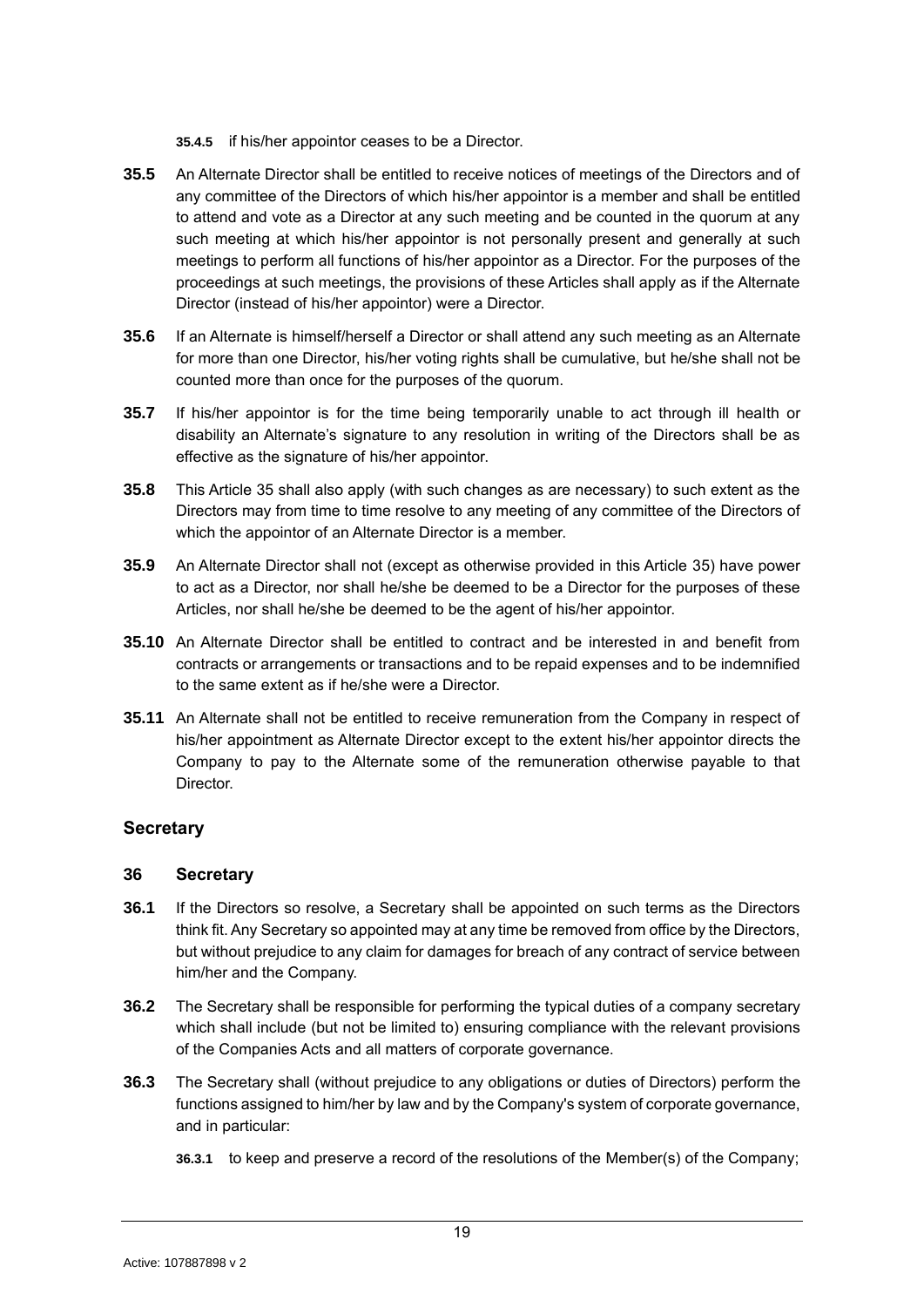**35.4.5** if his/her appointor ceases to be a Director.

**35.5** An Alternate Director shall be entitled to receive notices of meetings of the Directors and of any committee of the Directors of which his/her appointor is a member and shall be entitled to attend and vote as a Director at any such meeting and be counted in the quorum at any such meeting at which his/her appointor is not personally present and generally at such meetings to perform all functions of his/her appointor as a Director. For the purposes of the proceedings at such meetings, the provisions of these Articles shall apply as if the Alternate Director (instead of his/her appointor) were a Director.

**35.6** If an Alternate is himself/herself a Director or shall attend any such meeting as an Alternate for more than one Director, his/her voting rights shall be cumulative, but he/she shall not be counted more than once for the purposes of the quorum.

**35.7** If his/her appointor is for the time being temporarily unable to act through ill health or disability an Alternate's signature to any resolution in writing of the Directors shall be as effective as the signature of his/her appointor.

**35.8** This Article 35 shall also apply (with such changes as are necessary) to such extent as the Directors may from time to time resolve to any meeting of any committee of the Directors of which the appointor of an Alternate Director is a member.

**35.9** An Alternate Director shall not (except as otherwise provided in this Article 35) have power to act as a Director, nor shall he/she be deemed to be a Director for the purposes of these Articles, nor shall he/she be deemed to be the agent of his/her appointor.

**35.10** An Alternate Director shall be entitled to contract and be interested in and benefit from contracts or arrangements or transactions and to be repaid expenses and to be indemnified to the same extent as if he/she were a Director.

**35.11** An Alternate shall not be entitled to receive remuneration from the Company in respect of his/her appointment as Alternate Director except to the extent his/her appointor directs the Company to pay to the Alternate some of the remuneration otherwise payable to that Director.

## Secretary

### 36 Secretary

**36.1** If the Directors so resolve, a Secretary shall be appointed on such terms as the Directors think fit. Any Secretary so appointed may at any time be removed from office by the Directors, but without prejudice to any claim for damages for breach of any contract of service between him/her and the Company.

**36.2** The Secretary shall be responsible for performing the typical duties of a company secretary which shall include (but not be limited to) ensuring compliance with the relevant provisions of the Companies Acts and all matters of corporate governance.

**36.3** The Secretary shall (without prejudice to any obligations or duties of Directors) perform the functions assigned to him/her by law and by the Company's system of corporate governance, and in particular:

**36.3.1** to keep and preserve a record of the resolutions of the Member(s) of the Company;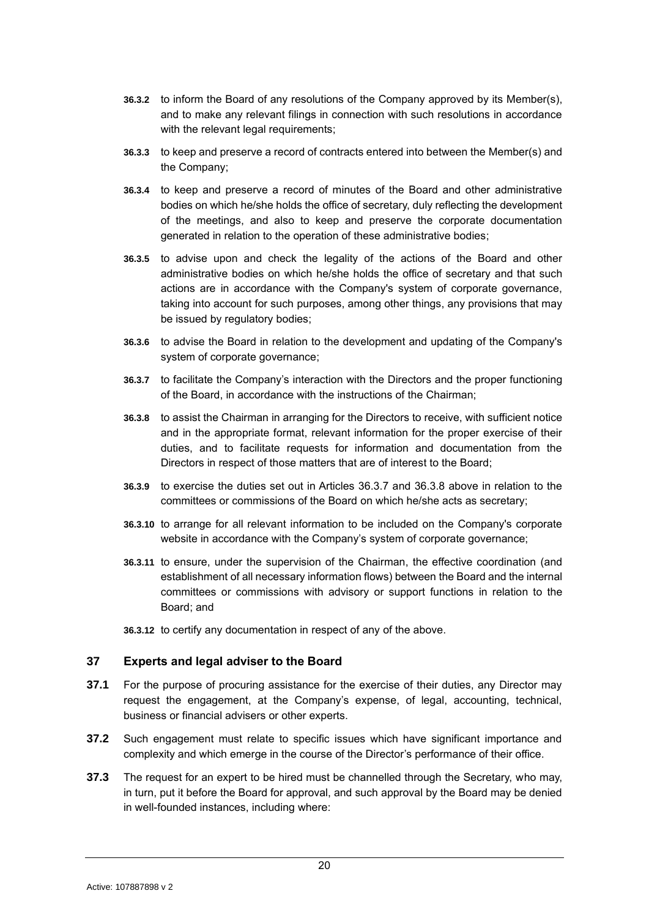**36.3.2** to inform the Board of any resolutions of the Company approved by its Member(s), and to make any relevant filings in connection with such resolutions in accordance with the relevant legal requirements;

**36.3.3** to keep and preserve a record of contracts entered into between the Member(s) and the Company;

**36.3.4** to keep and preserve a record of minutes of the Board and other administrative bodies on which he/she holds the office of secretary, duly reflecting the development of the meetings, and also to keep and preserve the corporate documentation generated in relation to the operation of these administrative bodies;

**36.3.5** to advise upon and check the legality of the actions of the Board and other administrative bodies on which he/she holds the office of secretary and that such actions are in accordance with the Company's system of corporate governance, taking into account for such purposes, among other things, any provisions that may be issued by regulatory bodies;

**36.3.6** to advise the Board in relation to the development and updating of the Company's system of corporate governance;

**36.3.7** to facilitate the Company's interaction with the Directors and the proper functioning of the Board, in accordance with the instructions of the Chairman;

**36.3.8** to assist the Chairman in arranging for the Directors to receive, with sufficient notice and in the appropriate format, relevant information for the proper exercise of their duties, and to facilitate requests for information and documentation from the Directors in respect of those matters that are of interest to the Board;

**36.3.9** to exercise the duties set out in Articles 36.3.7 and 36.3.8 above in relation to the committees or commissions of the Board on which he/she acts as secretary;

**36.3.10** to arrange for all relevant information to be included on the Company's corporate website in accordance with the Company's system of corporate governance;

**36.3.11** to ensure, under the supervision of the Chairman, the effective coordination (and establishment of all necessary information flows) between the Board and the internal committees or commissions with advisory or support functions in relation to the Board; and

**36.3.12** to certify any documentation in respect of any of the above.

## 37 Experts and legal adviser to the Board

**37.1** For the purpose of procuring assistance for the exercise of their duties, any Director may request the engagement, at the Company's expense, of legal, accounting, technical, business or financial advisers or other experts.

**37.2** Such engagement must relate to specific issues which have significant importance and complexity and which emerge in the course of the Director's performance of their office.

**37.3** The request for an expert to be hired must be channelled through the Secretary, who may, in turn, put it before the Board for approval, and such approval by the Board may be denied in well-founded instances, including where: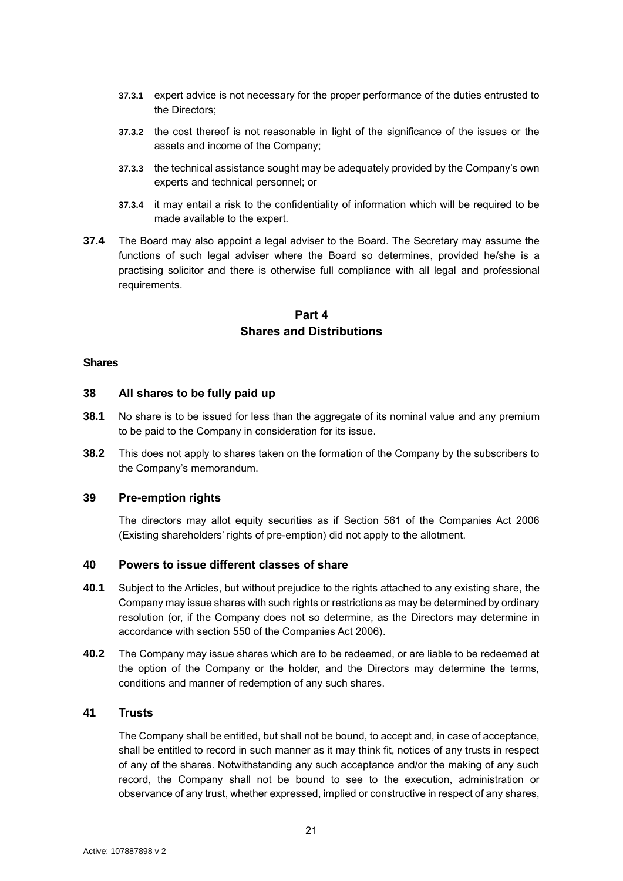**37.3.1** expert advice is not necessary for the proper performance of the duties entrusted to the Directors;

**37.3.2** the cost thereof is not reasonable in light of the significance of the issues or the assets and income of the Company;

**37.3.3** the technical assistance sought may be adequately provided by the Company's own experts and technical personnel; or

**37.3.4** it may entail a risk to the confidentiality of information which will be required to be made available to the expert.

**37.4** The Board may also appoint a legal adviser to the Board. The Secretary may assume the functions of such legal adviser where the Board so determines, provided he/she is a practising solicitor and there is otherwise full compliance with all legal and professional requirements.

# Part 4
# Shares and Distributions

**Shares**

## 38 All shares to be fully paid up

**38.1** No share is to be issued for less than the aggregate of its nominal value and any premium to be paid to the Company in consideration for its issue.

**38.2** This does not apply to shares taken on the formation of the Company by the subscribers to the Company's memorandum.

## 39 Pre-emption rights

The directors may allot equity securities as if Section 561 of the Companies Act 2006 (Existing shareholders' rights of pre-emption) did not apply to the allotment.

## 40 Powers to issue different classes of share

**40.1** Subject to the Articles, but without prejudice to the rights attached to any existing share, the Company may issue shares with such rights or restrictions as may be determined by ordinary resolution (or, if the Company does not so determine, as the Directors may determine in accordance with section 550 of the Companies Act 2006).

**40.2** The Company may issue shares which are to be redeemed, or are liable to be redeemed at the option of the Company or the holder, and the Directors may determine the terms, conditions and manner of redemption of any such shares.

## 41 Trusts

The Company shall be entitled, but shall not be bound, to accept and, in case of acceptance, shall be entitled to record in such manner as it may think fit, notices of any trusts in respect of any of the shares. Notwithstanding any such acceptance and/or the making of any such record, the Company shall not be bound to see to the execution, administration or observance of any trust, whether expressed, implied or constructive in respect of any shares,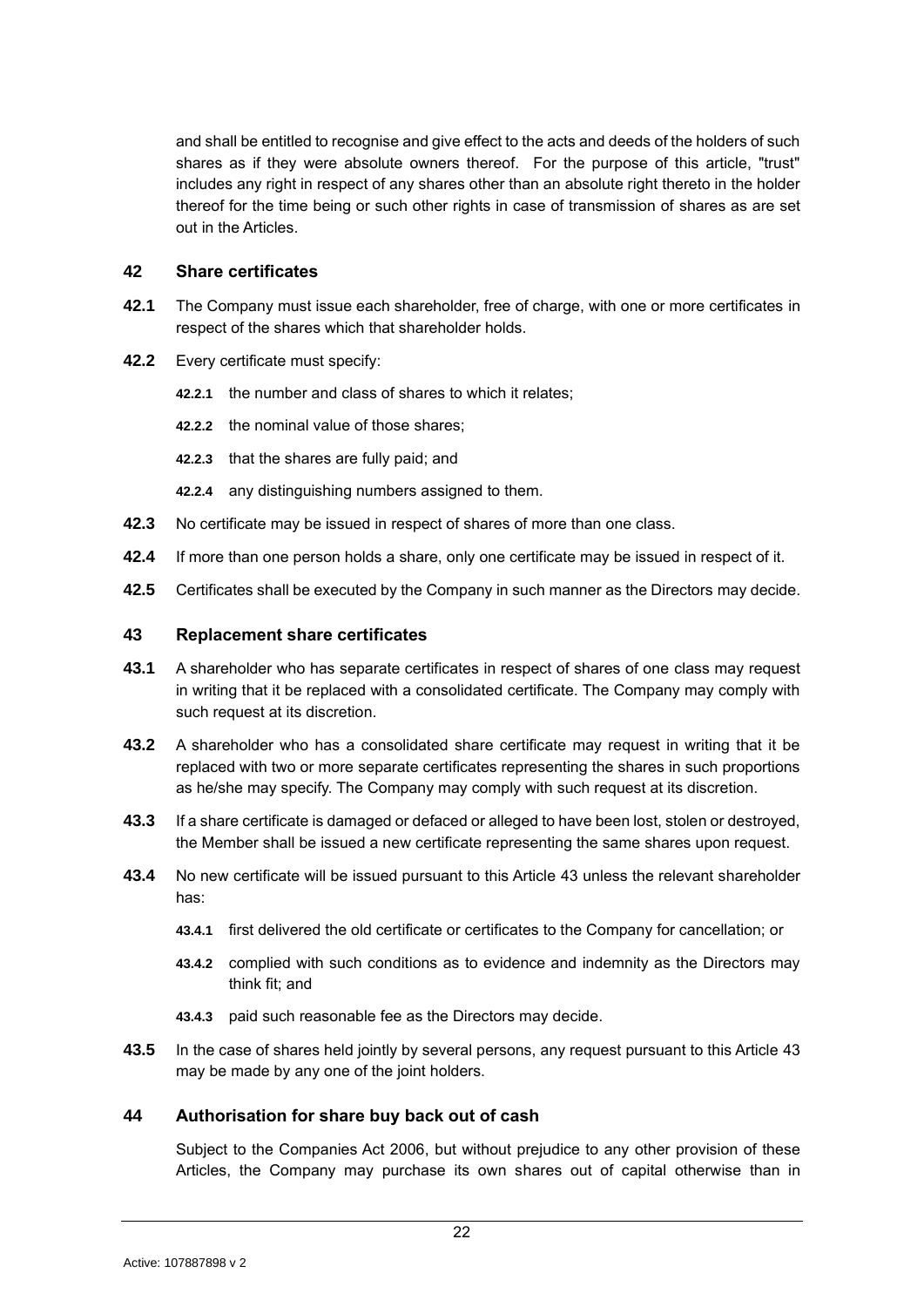and shall be entitled to recognise and give effect to the acts and deeds of the holders of such shares as if they were absolute owners thereof. For the purpose of this article, "trust" includes any right in respect of any shares other than an absolute right thereto in the holder thereof for the time being or such other rights in case of transmission of shares as are set out in the Articles.

## 42 Share certificates

**42.1** The Company must issue each shareholder, free of charge, with one or more certificates in respect of the shares which that shareholder holds.

**42.2** Every certificate must specify:

**42.2.1** the number and class of shares to which it relates;

**42.2.2** the nominal value of those shares;

**42.2.3** that the shares are fully paid; and

**42.2.4** any distinguishing numbers assigned to them.

**42.3** No certificate may be issued in respect of shares of more than one class.

**42.4** If more than one person holds a share, only one certificate may be issued in respect of it.

**42.5** Certificates shall be executed by the Company in such manner as the Directors may decide.

## 43 Replacement share certificates

**43.1** A shareholder who has separate certificates in respect of shares of one class may request in writing that it be replaced with a consolidated certificate. The Company may comply with such request at its discretion.

**43.2** A shareholder who has a consolidated share certificate may request in writing that it be replaced with two or more separate certificates representing the shares in such proportions as he/she may specify. The Company may comply with such request at its discretion.

**43.3** If a share certificate is damaged or defaced or alleged to have been lost, stolen or destroyed, the Member shall be issued a new certificate representing the same shares upon request.

**43.4** No new certificate will be issued pursuant to this Article 43 unless the relevant shareholder has:

**43.4.1** first delivered the old certificate or certificates to the Company for cancellation; or

**43.4.2** complied with such conditions as to evidence and indemnity as the Directors may think fit; and

**43.4.3** paid such reasonable fee as the Directors may decide.

**43.5** In the case of shares held jointly by several persons, any request pursuant to this Article 43 may be made by any one of the joint holders.

## 44 Authorisation for share buy back out of cash

Subject to the Companies Act 2006, but without prejudice to any other provision of these Articles, the Company may purchase its own shares out of capital otherwise than in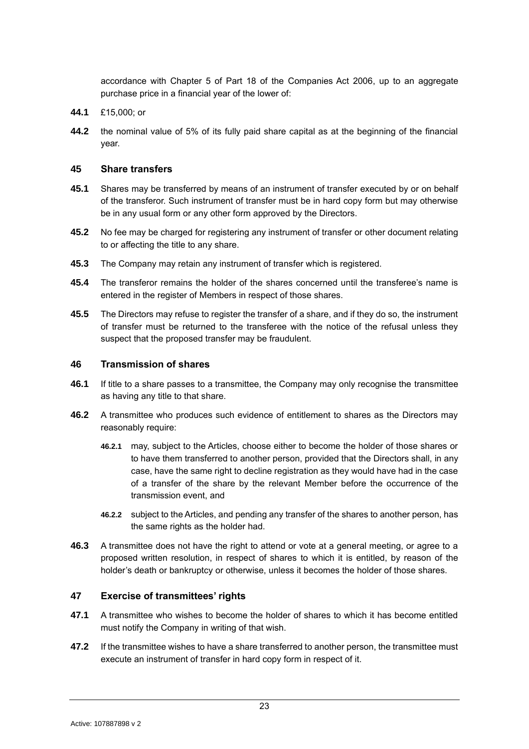accordance with Chapter 5 of Part 18 of the Companies Act 2006, up to an aggregate purchase price in a financial year of the lower of:

**44.1** £15,000; or

**44.2** the nominal value of 5% of its fully paid share capital as at the beginning of the financial year.

## 45 Share transfers

**45.1** Shares may be transferred by means of an instrument of transfer executed by or on behalf of the transferor. Such instrument of transfer must be in hard copy form but may otherwise be in any usual form or any other form approved by the Directors.

**45.2** No fee may be charged for registering any instrument of transfer or other document relating to or affecting the title to any share.

**45.3** The Company may retain any instrument of transfer which is registered.

**45.4** The transferor remains the holder of the shares concerned until the transferee's name is entered in the register of Members in respect of those shares.

**45.5** The Directors may refuse to register the transfer of a share, and if they do so, the instrument of transfer must be returned to the transferee with the notice of the refusal unless they suspect that the proposed transfer may be fraudulent.

## 46 Transmission of shares

**46.1** If title to a share passes to a transmittee, the Company may only recognise the transmittee as having any title to that share.

**46.2** A transmittee who produces such evidence of entitlement to shares as the Directors may reasonably require:

**46.2.1** may, subject to the Articles, choose either to become the holder of those shares or to have them transferred to another person, provided that the Directors shall, in any case, have the same right to decline registration as they would have had in the case of a transfer of the share by the relevant Member before the occurrence of the transmission event, and

**46.2.2** subject to the Articles, and pending any transfer of the shares to another person, has the same rights as the holder had.

**46.3** A transmittee does not have the right to attend or vote at a general meeting, or agree to a proposed written resolution, in respect of shares to which it is entitled, by reason of the holder's death or bankruptcy or otherwise, unless it becomes the holder of those shares.

## 47 Exercise of transmittees' rights

**47.1** A transmittee who wishes to become the holder of shares to which it has become entitled must notify the Company in writing of that wish.

**47.2** If the transmittee wishes to have a share transferred to another person, the transmittee must execute an instrument of transfer in hard copy form in respect of it.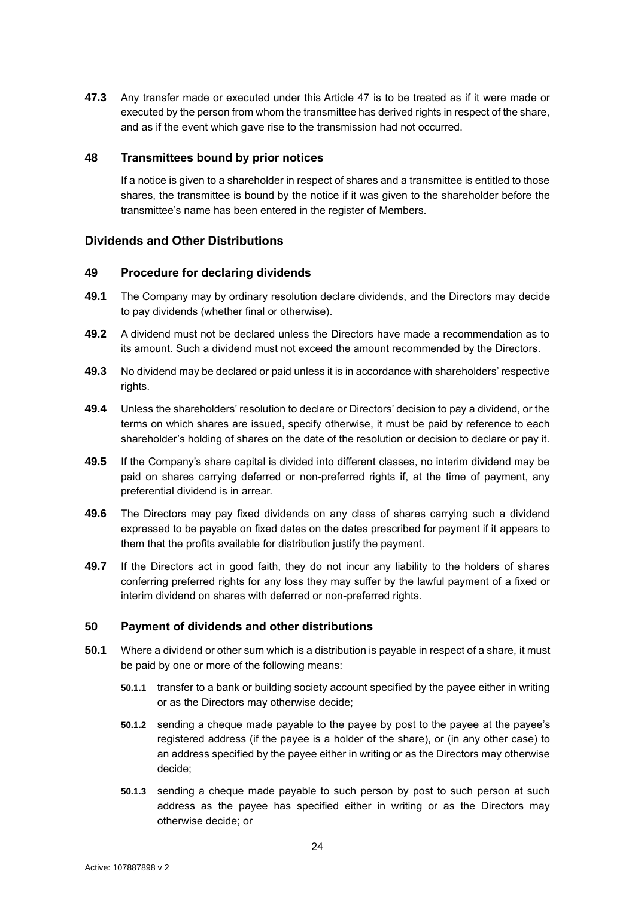**47.3** Any transfer made or executed under this Article 47 is to be treated as if it were made or executed by the person from whom the transmittee has derived rights in respect of the share, and as if the event which gave rise to the transmission had not occurred.

### 48 Transmittees bound by prior notices

If a notice is given to a shareholder in respect of shares and a transmittee is entitled to those shares, the transmittee is bound by the notice if it was given to the shareholder before the transmittee's name has been entered in the register of Members.

## Dividends and Other Distributions

### 49 Procedure for declaring dividends

**49.1** The Company may by ordinary resolution declare dividends, and the Directors may decide to pay dividends (whether final or otherwise).

**49.2** A dividend must not be declared unless the Directors have made a recommendation as to its amount. Such a dividend must not exceed the amount recommended by the Directors.

**49.3** No dividend may be declared or paid unless it is in accordance with shareholders' respective rights.

**49.4** Unless the shareholders' resolution to declare or Directors' decision to pay a dividend, or the terms on which shares are issued, specify otherwise, it must be paid by reference to each shareholder's holding of shares on the date of the resolution or decision to declare or pay it.

**49.5** If the Company's share capital is divided into different classes, no interim dividend may be paid on shares carrying deferred or non-preferred rights if, at the time of payment, any preferential dividend is in arrear.

**49.6** The Directors may pay fixed dividends on any class of shares carrying such a dividend expressed to be payable on fixed dates on the dates prescribed for payment if it appears to them that the profits available for distribution justify the payment.

**49.7** If the Directors act in good faith, they do not incur any liability to the holders of shares conferring preferred rights for any loss they may suffer by the lawful payment of a fixed or interim dividend on shares with deferred or non-preferred rights.

### 50 Payment of dividends and other distributions

**50.1** Where a dividend or other sum which is a distribution is payable in respect of a share, it must be paid by one or more of the following means:

- **50.1.1** transfer to a bank or building society account specified by the payee either in writing or as the Directors may otherwise decide;
- **50.1.2** sending a cheque made payable to the payee by post to the payee at the payee's registered address (if the payee is a holder of the share), or (in any other case) to an address specified by the payee either in writing or as the Directors may otherwise decide;
- **50.1.3** sending a cheque made payable to such person by post to such person at such address as the payee has specified either in writing or as the Directors may otherwise decide; or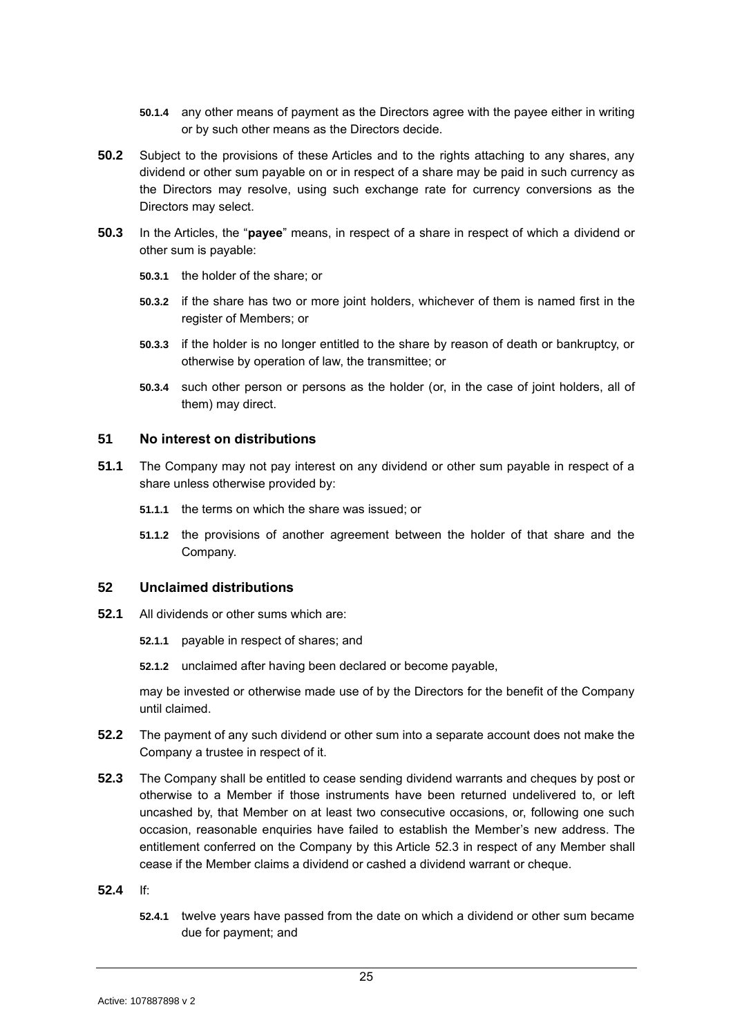**50.1.4** any other means of payment as the Directors agree with the payee either in writing or by such other means as the Directors decide.

**50.2** Subject to the provisions of these Articles and to the rights attaching to any shares, any dividend or other sum payable on or in respect of a share may be paid in such currency as the Directors may resolve, using such exchange rate for currency conversions as the Directors may select.

**50.3** In the Articles, the "**payee**" means, in respect of a share in respect of which a dividend or other sum is payable:

**50.3.1** the holder of the share; or

**50.3.2** if the share has two or more joint holders, whichever of them is named first in the register of Members; or

**50.3.3** if the holder is no longer entitled to the share by reason of death or bankruptcy, or otherwise by operation of law, the transmittee; or

**50.3.4** such other person or persons as the holder (or, in the case of joint holders, all of them) may direct.

## 51 No interest on distributions

**51.1** The Company may not pay interest on any dividend or other sum payable in respect of a share unless otherwise provided by:

**51.1.1** the terms on which the share was issued; or

**51.1.2** the provisions of another agreement between the holder of that share and the Company.

## 52 Unclaimed distributions

**52.1** All dividends or other sums which are:

**52.1.1** payable in respect of shares; and

**52.1.2** unclaimed after having been declared or become payable,

may be invested or otherwise made use of by the Directors for the benefit of the Company until claimed.

**52.2** The payment of any such dividend or other sum into a separate account does not make the Company a trustee in respect of it.

**52.3** The Company shall be entitled to cease sending dividend warrants and cheques by post or otherwise to a Member if those instruments have been returned undelivered to, or left uncashed by, that Member on at least two consecutive occasions, or, following one such occasion, reasonable enquiries have failed to establish the Member's new address. The entitlement conferred on the Company by this Article 52.3 in respect of any Member shall cease if the Member claims a dividend or cashed a dividend warrant or cheque.

**52.4** If:

**52.4.1** twelve years have passed from the date on which a dividend or other sum became due for payment; and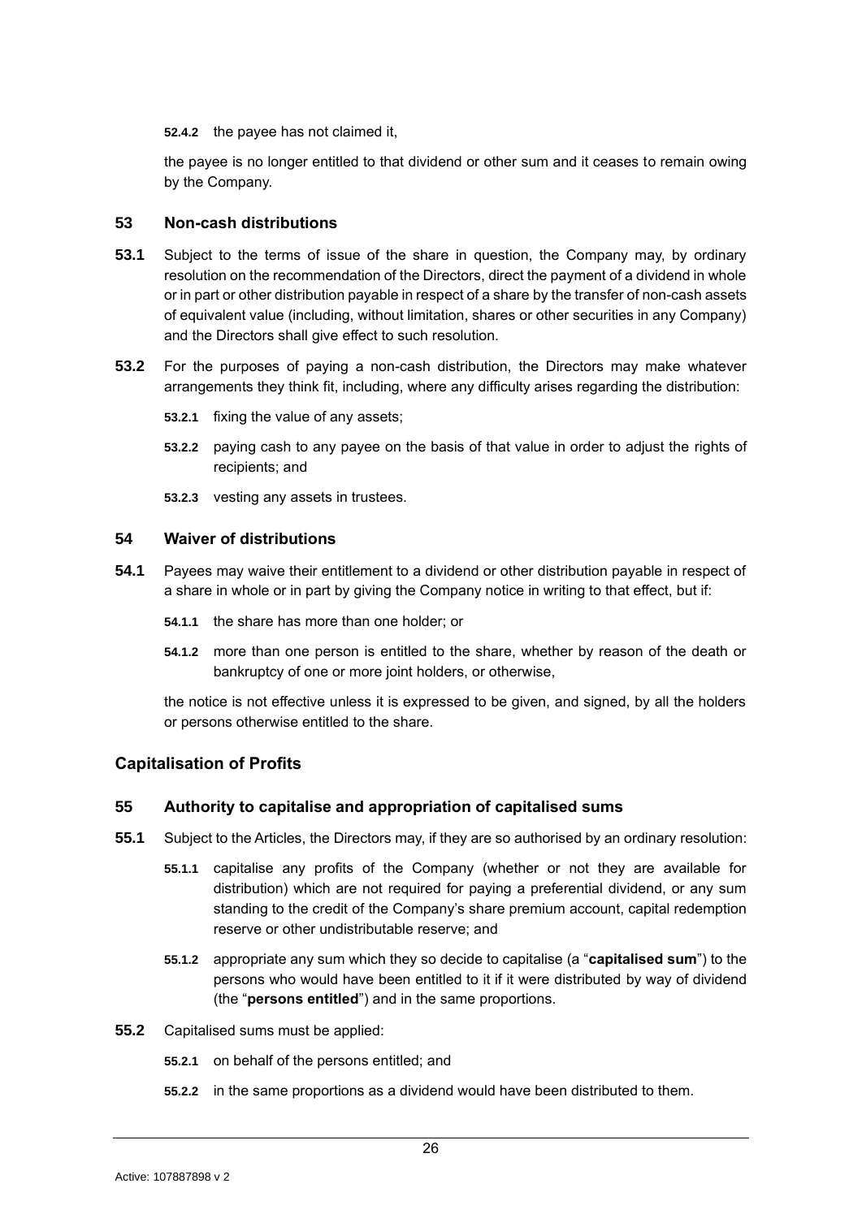**52.4.2** the payee has not claimed it,

the payee is no longer entitled to that dividend or other sum and it ceases to remain owing by the Company.

### 53 Non-cash distributions

**53.1** Subject to the terms of issue of the share in question, the Company may, by ordinary resolution on the recommendation of the Directors, direct the payment of a dividend in whole or in part or other distribution payable in respect of a share by the transfer of non-cash assets of equivalent value (including, without limitation, shares or other securities in any Company) and the Directors shall give effect to such resolution.

**53.2** For the purposes of paying a non-cash distribution, the Directors may make whatever arrangements they think fit, including, where any difficulty arises regarding the distribution:

**53.2.1** fixing the value of any assets;

**53.2.2** paying cash to any payee on the basis of that value in order to adjust the rights of recipients; and

**53.2.3** vesting any assets in trustees.

### 54 Waiver of distributions

**54.1** Payees may waive their entitlement to a dividend or other distribution payable in respect of a share in whole or in part by giving the Company notice in writing to that effect, but if:

**54.1.1** the share has more than one holder; or

**54.1.2** more than one person is entitled to the share, whether by reason of the death or bankruptcy of one or more joint holders, or otherwise,

the notice is not effective unless it is expressed to be given, and signed, by all the holders or persons otherwise entitled to the share.

## Capitalisation of Profits

### 55 Authority to capitalise and appropriation of capitalised sums

**55.1** Subject to the Articles, the Directors may, if they are so authorised by an ordinary resolution:

**55.1.1** capitalise any profits of the Company (whether or not they are available for distribution) which are not required for paying a preferential dividend, or any sum standing to the credit of the Company's share premium account, capital redemption reserve or other undistributable reserve; and

**55.1.2** appropriate any sum which they so decide to capitalise (a "**capitalised sum**") to the persons who would have been entitled to it if it were distributed by way of dividend (the "**persons entitled**") and in the same proportions.

**55.2** Capitalised sums must be applied:

**55.2.1** on behalf of the persons entitled; and

**55.2.2** in the same proportions as a dividend would have been distributed to them.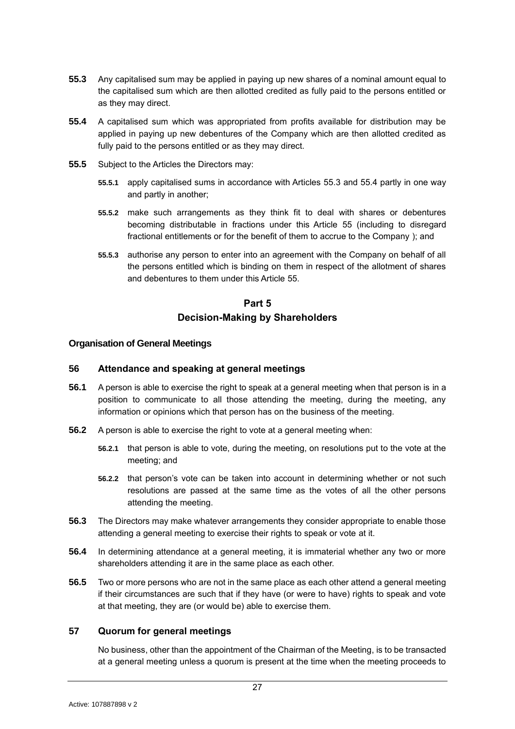**55.3** Any capitalised sum may be applied in paying up new shares of a nominal amount equal to the capitalised sum which are then allotted credited as fully paid to the persons entitled or as they may direct.

**55.4** A capitalised sum which was appropriated from profits available for distribution may be applied in paying up new debentures of the Company which are then allotted credited as fully paid to the persons entitled or as they may direct.

**55.5** Subject to the Articles the Directors may:

**55.5.1** apply capitalised sums in accordance with Articles 55.3 and 55.4 partly in one way and partly in another;

**55.5.2** make such arrangements as they think fit to deal with shares or debentures becoming distributable in fractions under this Article 55 (including to disregard fractional entitlements or for the benefit of them to accrue to the Company ); and

**55.5.3** authorise any person to enter into an agreement with the Company on behalf of all the persons entitled which is binding on them in respect of the allotment of shares and debentures to them under this Article 55.

## Part 5
## Decision-Making by Shareholders

### Organisation of General Meetings

### 56 Attendance and speaking at general meetings

**56.1** A person is able to exercise the right to speak at a general meeting when that person is in a position to communicate to all those attending the meeting, during the meeting, any information or opinions which that person has on the business of the meeting.

**56.2** A person is able to exercise the right to vote at a general meeting when:

**56.2.1** that person is able to vote, during the meeting, on resolutions put to the vote at the meeting; and

**56.2.2** that person's vote can be taken into account in determining whether or not such resolutions are passed at the same time as the votes of all the other persons attending the meeting.

**56.3** The Directors may make whatever arrangements they consider appropriate to enable those attending a general meeting to exercise their rights to speak or vote at it.

**56.4** In determining attendance at a general meeting, it is immaterial whether any two or more shareholders attending it are in the same place as each other.

**56.5** Two or more persons who are not in the same place as each other attend a general meeting if their circumstances are such that if they have (or were to have) rights to speak and vote at that meeting, they are (or would be) able to exercise them.

### 57 Quorum for general meetings

No business, other than the appointment of the Chairman of the Meeting, is to be transacted at a general meeting unless a quorum is present at the time when the meeting proceeds to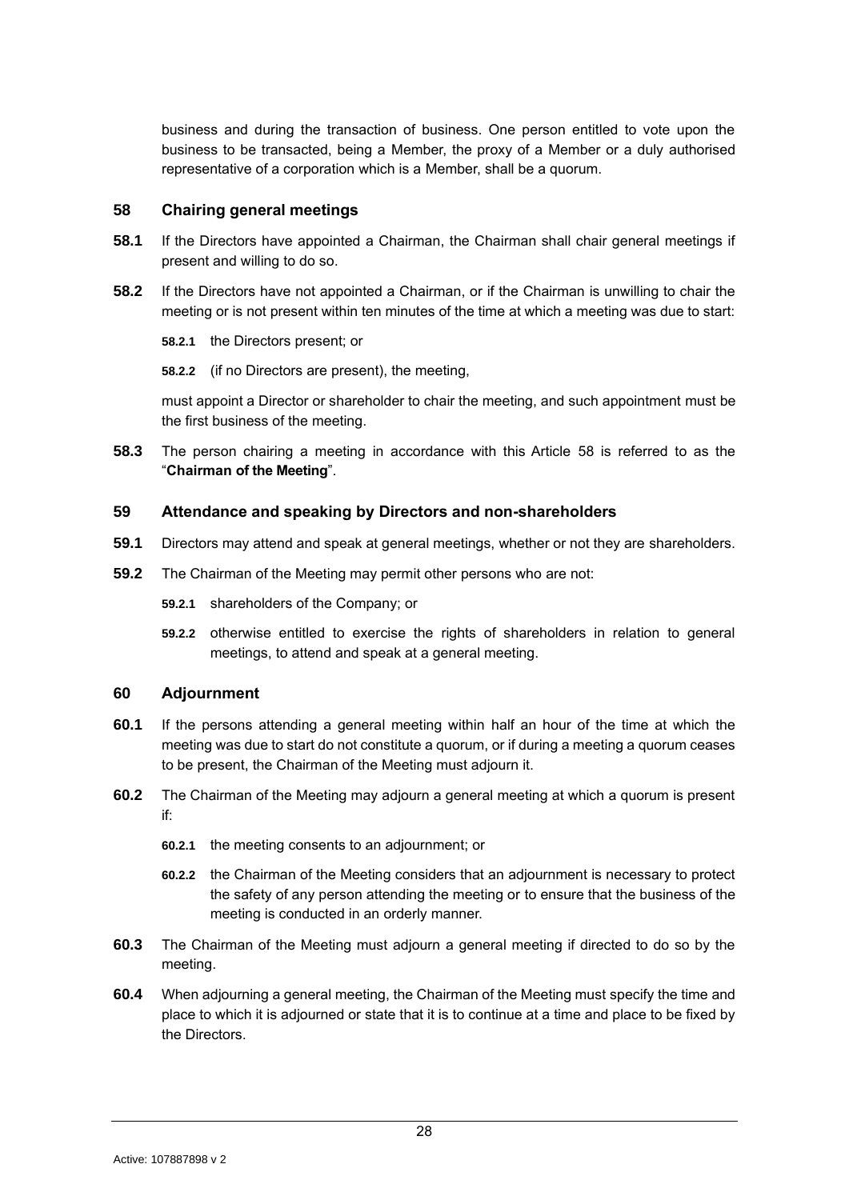business and during the transaction of business. One person entitled to vote upon the business to be transacted, being a Member, the proxy of a Member or a duly authorised representative of a corporation which is a Member, shall be a quorum.

## 58 Chairing general meetings

**58.1** If the Directors have appointed a Chairman, the Chairman shall chair general meetings if present and willing to do so.

**58.2** If the Directors have not appointed a Chairman, or if the Chairman is unwilling to chair the meeting or is not present within ten minutes of the time at which a meeting was due to start:

**58.2.1** the Directors present; or

**58.2.2** (if no Directors are present), the meeting,

must appoint a Director or shareholder to chair the meeting, and such appointment must be the first business of the meeting.

**58.3** The person chairing a meeting in accordance with this Article 58 is referred to as the "**Chairman of the Meeting**".

## 59 Attendance and speaking by Directors and non-shareholders

**59.1** Directors may attend and speak at general meetings, whether or not they are shareholders.

**59.2** The Chairman of the Meeting may permit other persons who are not:

**59.2.1** shareholders of the Company; or

**59.2.2** otherwise entitled to exercise the rights of shareholders in relation to general meetings, to attend and speak at a general meeting.

## 60 Adjournment

**60.1** If the persons attending a general meeting within half an hour of the time at which the meeting was due to start do not constitute a quorum, or if during a meeting a quorum ceases to be present, the Chairman of the Meeting must adjourn it.

**60.2** The Chairman of the Meeting may adjourn a general meeting at which a quorum is present if:

**60.2.1** the meeting consents to an adjournment; or

**60.2.2** the Chairman of the Meeting considers that an adjournment is necessary to protect the safety of any person attending the meeting or to ensure that the business of the meeting is conducted in an orderly manner.

**60.3** The Chairman of the Meeting must adjourn a general meeting if directed to do so by the meeting.

**60.4** When adjourning a general meeting, the Chairman of the Meeting must specify the time and place to which it is adjourned or state that it is to continue at a time and place to be fixed by the Directors.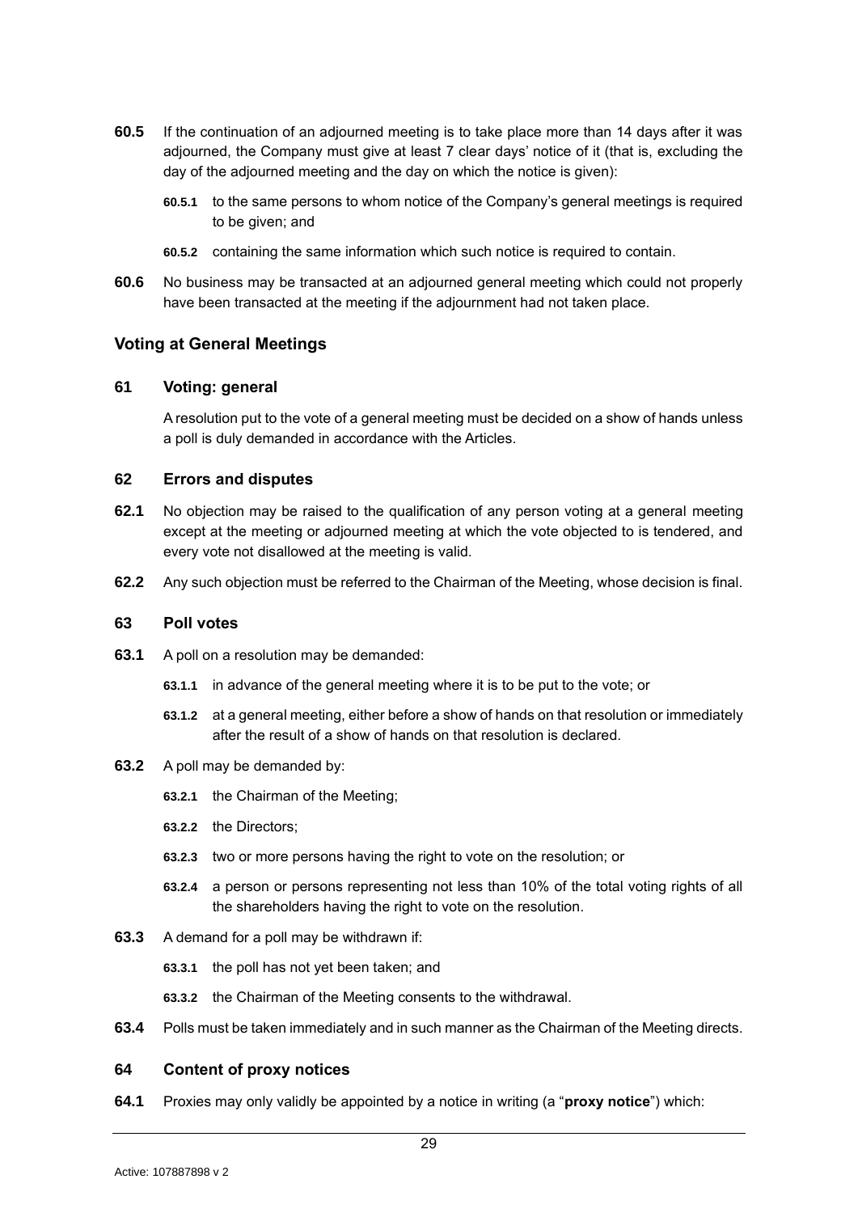**60.5** If the continuation of an adjourned meeting is to take place more than 14 days after it was adjourned, the Company must give at least 7 clear days' notice of it (that is, excluding the day of the adjourned meeting and the day on which the notice is given):

**60.5.1** to the same persons to whom notice of the Company's general meetings is required to be given; and

**60.5.2** containing the same information which such notice is required to contain.

**60.6** No business may be transacted at an adjourned general meeting which could not properly have been transacted at the meeting if the adjournment had not taken place.

## Voting at General Meetings

### 61 Voting: general

A resolution put to the vote of a general meeting must be decided on a show of hands unless a poll is duly demanded in accordance with the Articles.

### 62 Errors and disputes

**62.1** No objection may be raised to the qualification of any person voting at a general meeting except at the meeting or adjourned meeting at which the vote objected to is tendered, and every vote not disallowed at the meeting is valid.

**62.2** Any such objection must be referred to the Chairman of the Meeting, whose decision is final.

### 63 Poll votes

**63.1** A poll on a resolution may be demanded:

**63.1.1** in advance of the general meeting where it is to be put to the vote; or

**63.1.2** at a general meeting, either before a show of hands on that resolution or immediately after the result of a show of hands on that resolution is declared.

**63.2** A poll may be demanded by:

**63.2.1** the Chairman of the Meeting;

**63.2.2** the Directors;

**63.2.3** two or more persons having the right to vote on the resolution; or

**63.2.4** a person or persons representing not less than 10% of the total voting rights of all the shareholders having the right to vote on the resolution.

**63.3** A demand for a poll may be withdrawn if:

**63.3.1** the poll has not yet been taken; and

**63.3.2** the Chairman of the Meeting consents to the withdrawal.

**63.4** Polls must be taken immediately and in such manner as the Chairman of the Meeting directs.

### 64 Content of proxy notices

**64.1** Proxies may only validly be appointed by a notice in writing (a "**proxy notice**") which: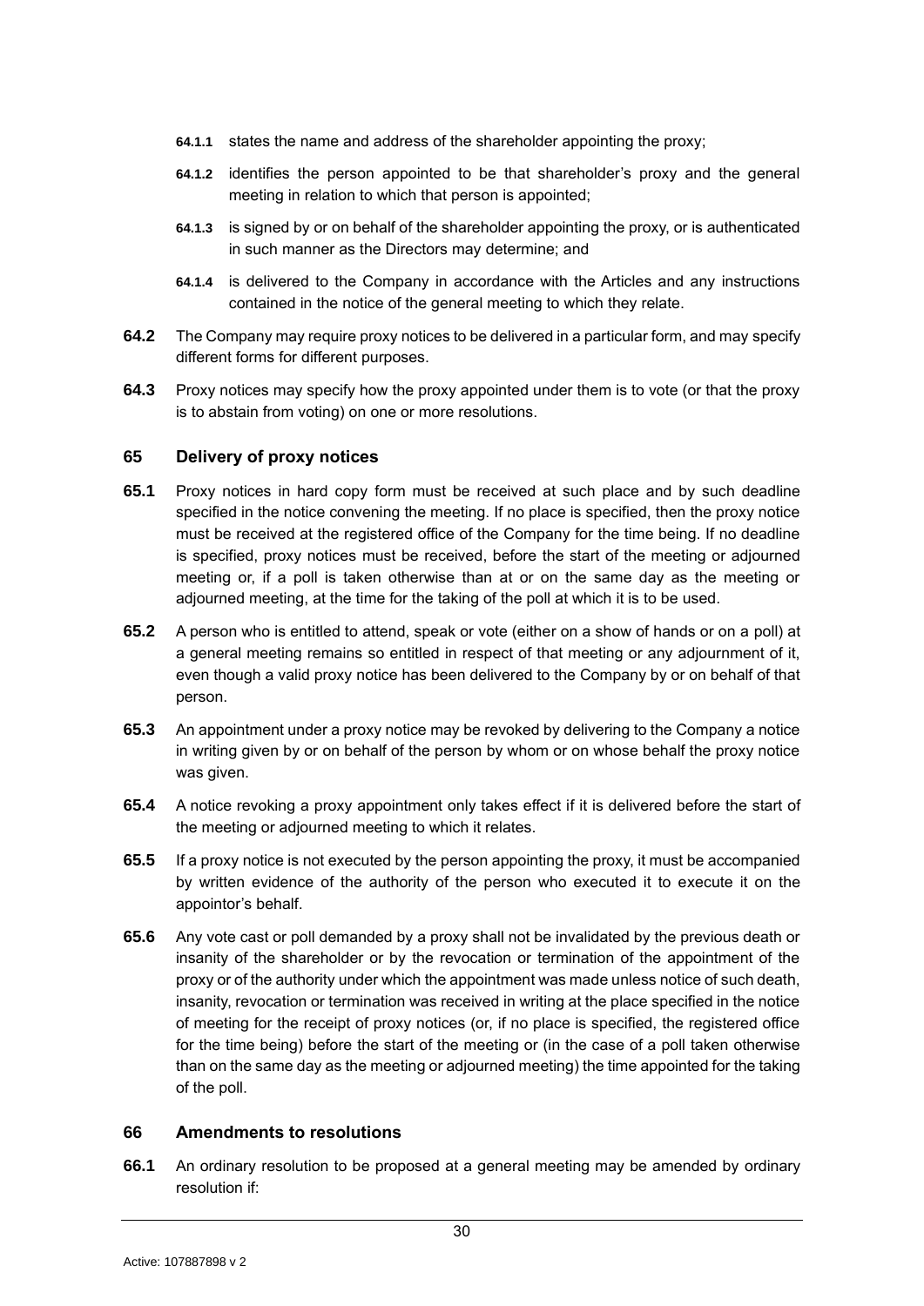**64.1.1** states the name and address of the shareholder appointing the proxy;

**64.1.2** identifies the person appointed to be that shareholder's proxy and the general meeting in relation to which that person is appointed;

**64.1.3** is signed by or on behalf of the shareholder appointing the proxy, or is authenticated in such manner as the Directors may determine; and

**64.1.4** is delivered to the Company in accordance with the Articles and any instructions contained in the notice of the general meeting to which they relate.

**64.2** The Company may require proxy notices to be delivered in a particular form, and may specify different forms for different purposes.

**64.3** Proxy notices may specify how the proxy appointed under them is to vote (or that the proxy is to abstain from voting) on one or more resolutions.

## 65 Delivery of proxy notices

**65.1** Proxy notices in hard copy form must be received at such place and by such deadline specified in the notice convening the meeting. If no place is specified, then the proxy notice must be received at the registered office of the Company for the time being. If no deadline is specified, proxy notices must be received, before the start of the meeting or adjourned meeting or, if a poll is taken otherwise than at or on the same day as the meeting or adjourned meeting, at the time for the taking of the poll at which it is to be used.

**65.2** A person who is entitled to attend, speak or vote (either on a show of hands or on a poll) at a general meeting remains so entitled in respect of that meeting or any adjournment of it, even though a valid proxy notice has been delivered to the Company by or on behalf of that person.

**65.3** An appointment under a proxy notice may be revoked by delivering to the Company a notice in writing given by or on behalf of the person by whom or on whose behalf the proxy notice was given.

**65.4** A notice revoking a proxy appointment only takes effect if it is delivered before the start of the meeting or adjourned meeting to which it relates.

**65.5** If a proxy notice is not executed by the person appointing the proxy, it must be accompanied by written evidence of the authority of the person who executed it to execute it on the appointor's behalf.

**65.6** Any vote cast or poll demanded by a proxy shall not be invalidated by the previous death or insanity of the shareholder or by the revocation or termination of the appointment of the proxy or of the authority under which the appointment was made unless notice of such death, insanity, revocation or termination was received in writing at the place specified in the notice of meeting for the receipt of proxy notices (or, if no place is specified, the registered office for the time being) before the start of the meeting or (in the case of a poll taken otherwise than on the same day as the meeting or adjourned meeting) the time appointed for the taking of the poll.

## 66 Amendments to resolutions

**66.1** An ordinary resolution to be proposed at a general meeting may be amended by ordinary resolution if: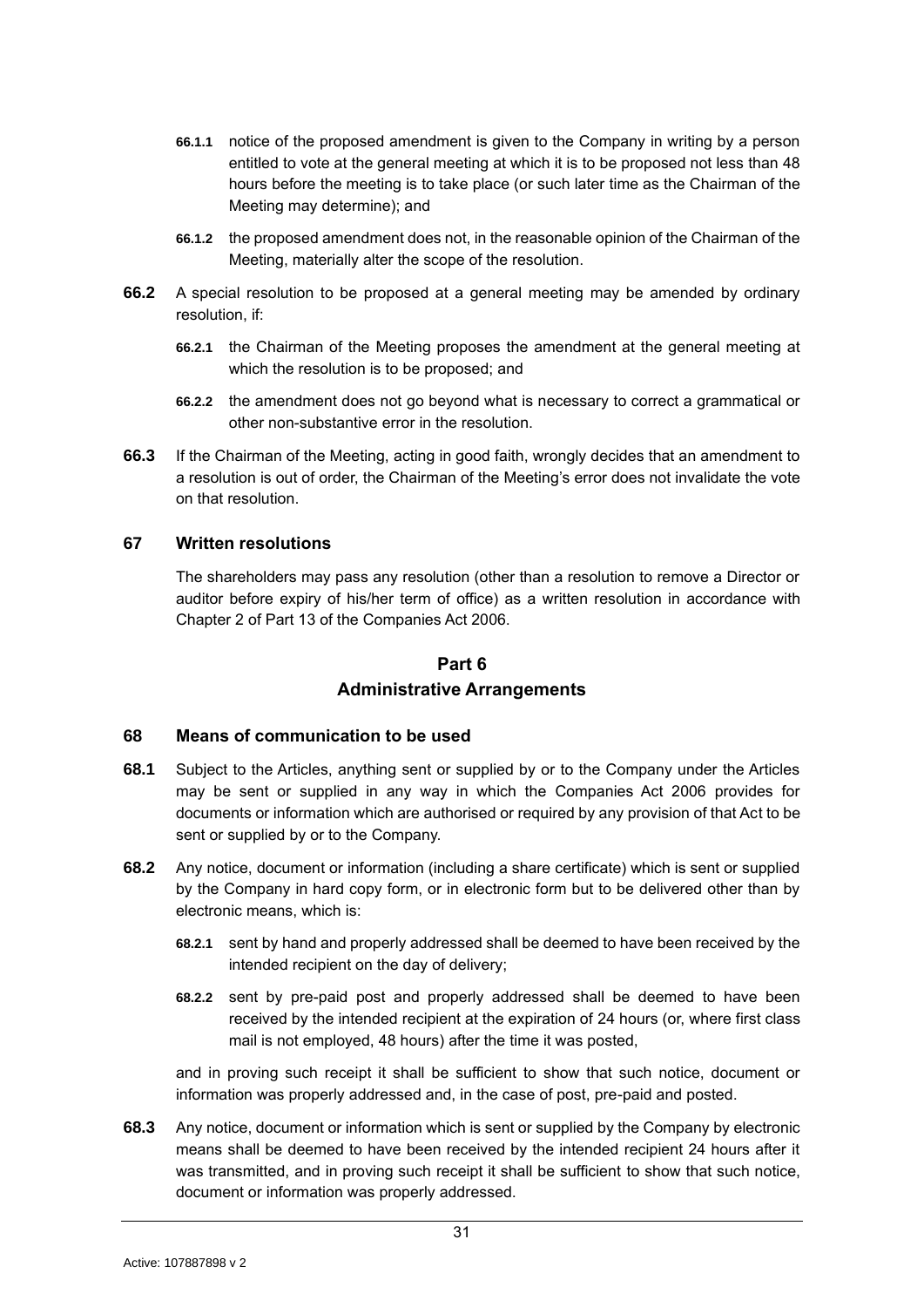**66.1.1** notice of the proposed amendment is given to the Company in writing by a person entitled to vote at the general meeting at which it is to be proposed not less than 48 hours before the meeting is to take place (or such later time as the Chairman of the Meeting may determine); and

**66.1.2** the proposed amendment does not, in the reasonable opinion of the Chairman of the Meeting, materially alter the scope of the resolution.

**66.2** A special resolution to be proposed at a general meeting may be amended by ordinary resolution, if:

**66.2.1** the Chairman of the Meeting proposes the amendment at the general meeting at which the resolution is to be proposed; and

**66.2.2** the amendment does not go beyond what is necessary to correct a grammatical or other non-substantive error in the resolution.

**66.3** If the Chairman of the Meeting, acting in good faith, wrongly decides that an amendment to a resolution is out of order, the Chairman of the Meeting's error does not invalidate the vote on that resolution.

## 67 Written resolutions

The shareholders may pass any resolution (other than a resolution to remove a Director or auditor before expiry of his/her term of office) as a written resolution in accordance with Chapter 2 of Part 13 of the Companies Act 2006.

# Part 6
# Administrative Arrangements

## 68 Means of communication to be used

**68.1** Subject to the Articles, anything sent or supplied by or to the Company under the Articles may be sent or supplied in any way in which the Companies Act 2006 provides for documents or information which are authorised or required by any provision of that Act to be sent or supplied by or to the Company.

**68.2** Any notice, document or information (including a share certificate) which is sent or supplied by the Company in hard copy form, or in electronic form but to be delivered other than by electronic means, which is:

**68.2.1** sent by hand and properly addressed shall be deemed to have been received by the intended recipient on the day of delivery;

**68.2.2** sent by pre-paid post and properly addressed shall be deemed to have been received by the intended recipient at the expiration of 24 hours (or, where first class mail is not employed, 48 hours) after the time it was posted,

and in proving such receipt it shall be sufficient to show that such notice, document or information was properly addressed and, in the case of post, pre-paid and posted.

**68.3** Any notice, document or information which is sent or supplied by the Company by electronic means shall be deemed to have been received by the intended recipient 24 hours after it was transmitted, and in proving such receipt it shall be sufficient to show that such notice, document or information was properly addressed.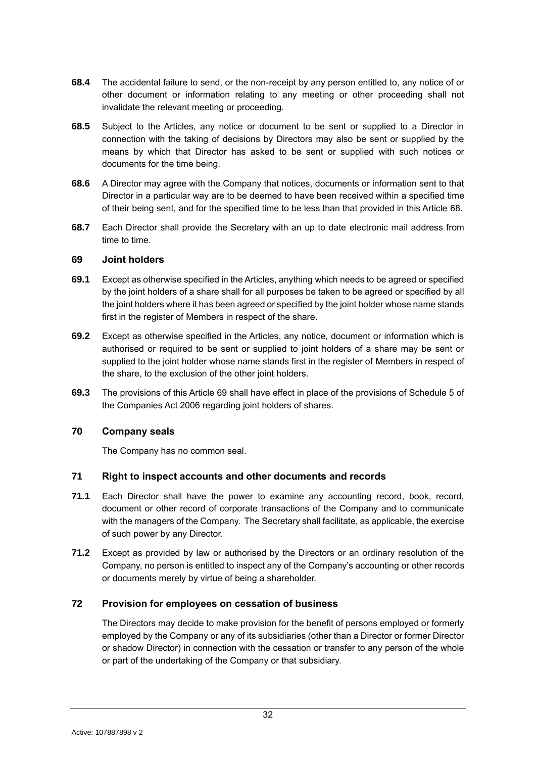**68.4** The accidental failure to send, or the non-receipt by any person entitled to, any notice of or other document or information relating to any meeting or other proceeding shall not invalidate the relevant meeting or proceeding.

**68.5** Subject to the Articles, any notice or document to be sent or supplied to a Director in connection with the taking of decisions by Directors may also be sent or supplied by the means by which that Director has asked to be sent or supplied with such notices or documents for the time being.

**68.6** A Director may agree with the Company that notices, documents or information sent to that Director in a particular way are to be deemed to have been received within a specified time of their being sent, and for the specified time to be less than that provided in this Article 68.

**68.7** Each Director shall provide the Secretary with an up to date electronic mail address from time to time.

## 69 Joint holders

**69.1** Except as otherwise specified in the Articles, anything which needs to be agreed or specified by the joint holders of a share shall for all purposes be taken to be agreed or specified by all the joint holders where it has been agreed or specified by the joint holder whose name stands first in the register of Members in respect of the share.

**69.2** Except as otherwise specified in the Articles, any notice, document or information which is authorised or required to be sent or supplied to joint holders of a share may be sent or supplied to the joint holder whose name stands first in the register of Members in respect of the share, to the exclusion of the other joint holders.

**69.3** The provisions of this Article 69 shall have effect in place of the provisions of Schedule 5 of the Companies Act 2006 regarding joint holders of shares.

## 70 Company seals

The Company has no common seal.

## 71 Right to inspect accounts and other documents and records

**71.1** Each Director shall have the power to examine any accounting record, book, record, document or other record of corporate transactions of the Company and to communicate with the managers of the Company. The Secretary shall facilitate, as applicable, the exercise of such power by any Director.

**71.2** Except as provided by law or authorised by the Directors or an ordinary resolution of the Company, no person is entitled to inspect any of the Company's accounting or other records or documents merely by virtue of being a shareholder.

## 72 Provision for employees on cessation of business

The Directors may decide to make provision for the benefit of persons employed or formerly employed by the Company or any of its subsidiaries (other than a Director or former Director or shadow Director) in connection with the cessation or transfer to any person of the whole or part of the undertaking of the Company or that subsidiary.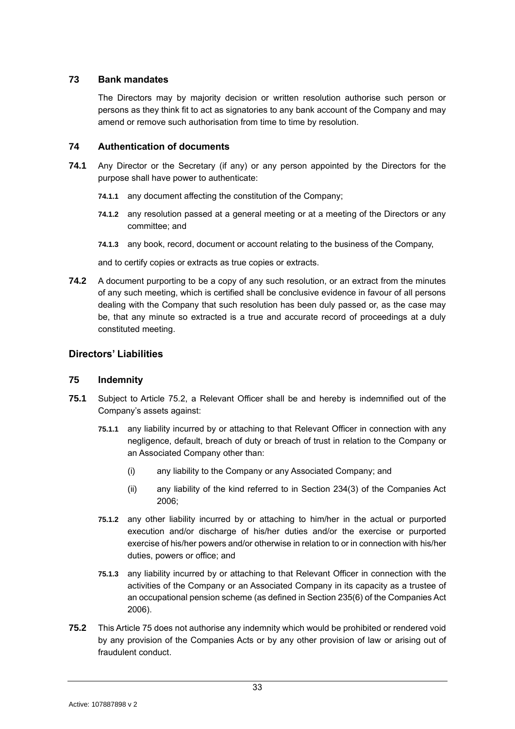## 73 Bank mandates

The Directors may by majority decision or written resolution authorise such person or persons as they think fit to act as signatories to any bank account of the Company and may amend or remove such authorisation from time to time by resolution.

## 74 Authentication of documents

**74.1** Any Director or the Secretary (if any) or any person appointed by the Directors for the purpose shall have power to authenticate:

**74.1.1** any document affecting the constitution of the Company;

**74.1.2** any resolution passed at a general meeting or at a meeting of the Directors or any committee; and

**74.1.3** any book, record, document or account relating to the business of the Company,

and to certify copies or extracts as true copies or extracts.

**74.2** A document purporting to be a copy of any such resolution, or an extract from the minutes of any such meeting, which is certified shall be conclusive evidence in favour of all persons dealing with the Company that such resolution has been duly passed or, as the case may be, that any minute so extracted is a true and accurate record of proceedings at a duly constituted meeting.

# Directors' Liabilities

## 75 Indemnity

**75.1** Subject to Article 75.2, a Relevant Officer shall be and hereby is indemnified out of the Company's assets against:

**75.1.1** any liability incurred by or attaching to that Relevant Officer in connection with any negligence, default, breach of duty or breach of trust in relation to the Company or an Associated Company other than:

(i) any liability to the Company or any Associated Company; and

(ii) any liability of the kind referred to in Section 234(3) of the Companies Act 2006;

**75.1.2** any other liability incurred by or attaching to him/her in the actual or purported execution and/or discharge of his/her duties and/or the exercise or purported exercise of his/her powers and/or otherwise in relation to or in connection with his/her duties, powers or office; and

**75.1.3** any liability incurred by or attaching to that Relevant Officer in connection with the activities of the Company or an Associated Company in its capacity as a trustee of an occupational pension scheme (as defined in Section 235(6) of the Companies Act 2006).

**75.2** This Article 75 does not authorise any indemnity which would be prohibited or rendered void by any provision of the Companies Acts or by any other provision of law or arising out of fraudulent conduct.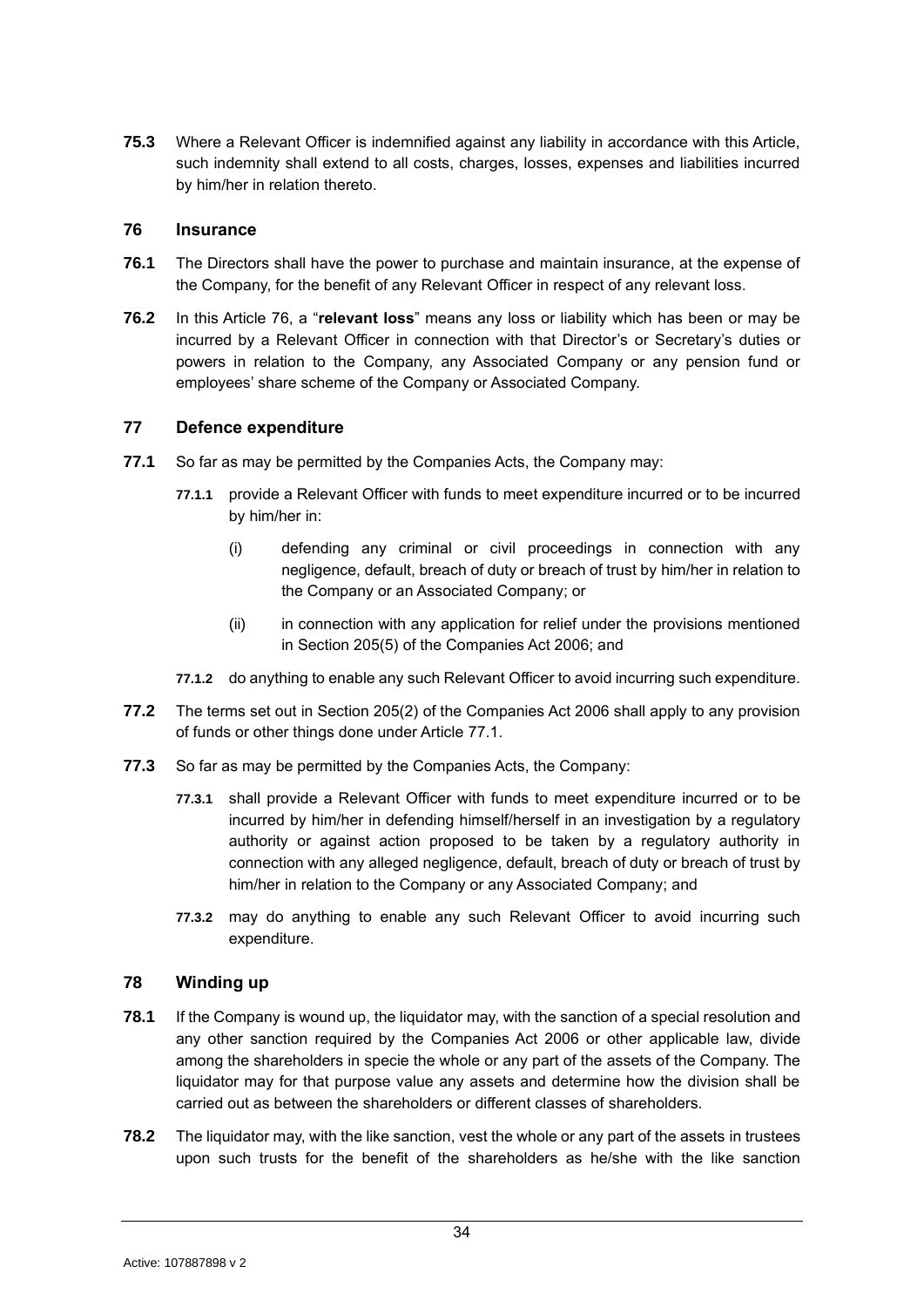**75.3** Where a Relevant Officer is indemnified against any liability in accordance with this Article, such indemnity shall extend to all costs, charges, losses, expenses and liabilities incurred by him/her in relation thereto.

## 76 Insurance

**76.1** The Directors shall have the power to purchase and maintain insurance, at the expense of the Company, for the benefit of any Relevant Officer in respect of any relevant loss.

**76.2** In this Article 76, a "**relevant loss**" means any loss or liability which has been or may be incurred by a Relevant Officer in connection with that Director's or Secretary's duties or powers in relation to the Company, any Associated Company or any pension fund or employees' share scheme of the Company or Associated Company.

## 77 Defence expenditure

**77.1** So far as may be permitted by the Companies Acts, the Company may:

**77.1.1** provide a Relevant Officer with funds to meet expenditure incurred or to be incurred by him/her in:

(i) defending any criminal or civil proceedings in connection with any negligence, default, breach of duty or breach of trust by him/her in relation to the Company or an Associated Company; or

(ii) in connection with any application for relief under the provisions mentioned in Section 205(5) of the Companies Act 2006; and

**77.1.2** do anything to enable any such Relevant Officer to avoid incurring such expenditure.

**77.2** The terms set out in Section 205(2) of the Companies Act 2006 shall apply to any provision of funds or other things done under Article 77.1.

**77.3** So far as may be permitted by the Companies Acts, the Company:

**77.3.1** shall provide a Relevant Officer with funds to meet expenditure incurred or to be incurred by him/her in defending himself/herself in an investigation by a regulatory authority or against action proposed to be taken by a regulatory authority in connection with any alleged negligence, default, breach of duty or breach of trust by him/her in relation to the Company or any Associated Company; and

**77.3.2** may do anything to enable any such Relevant Officer to avoid incurring such expenditure.

## 78 Winding up

**78.1** If the Company is wound up, the liquidator may, with the sanction of a special resolution and any other sanction required by the Companies Act 2006 or other applicable law, divide among the shareholders in specie the whole or any part of the assets of the Company. The liquidator may for that purpose value any assets and determine how the division shall be carried out as between the shareholders or different classes of shareholders.

**78.2** The liquidator may, with the like sanction, vest the whole or any part of the assets in trustees upon such trusts for the benefit of the shareholders as he/she with the like sanction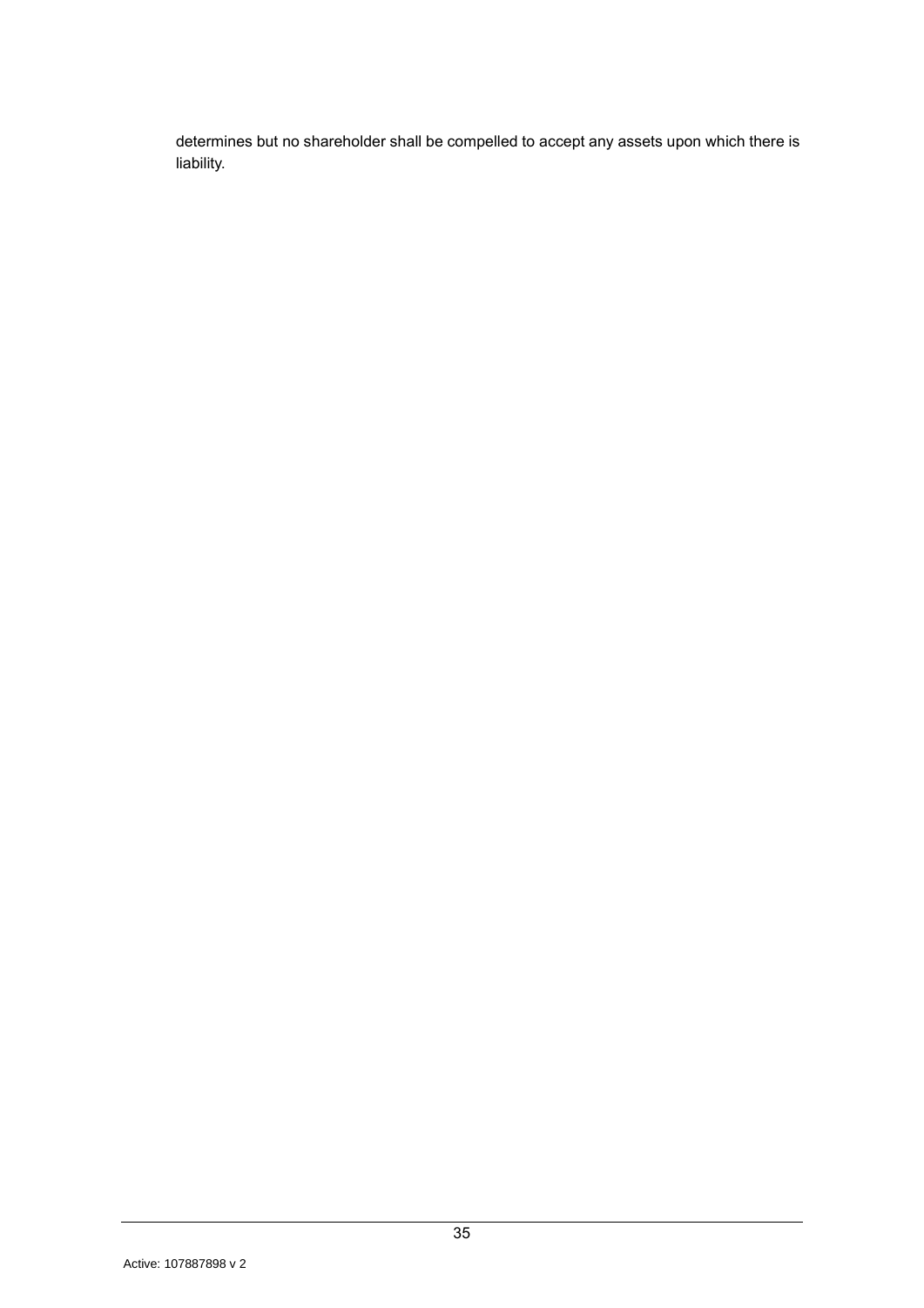determines but no shareholder shall be compelled to accept any assets upon which there is liability.